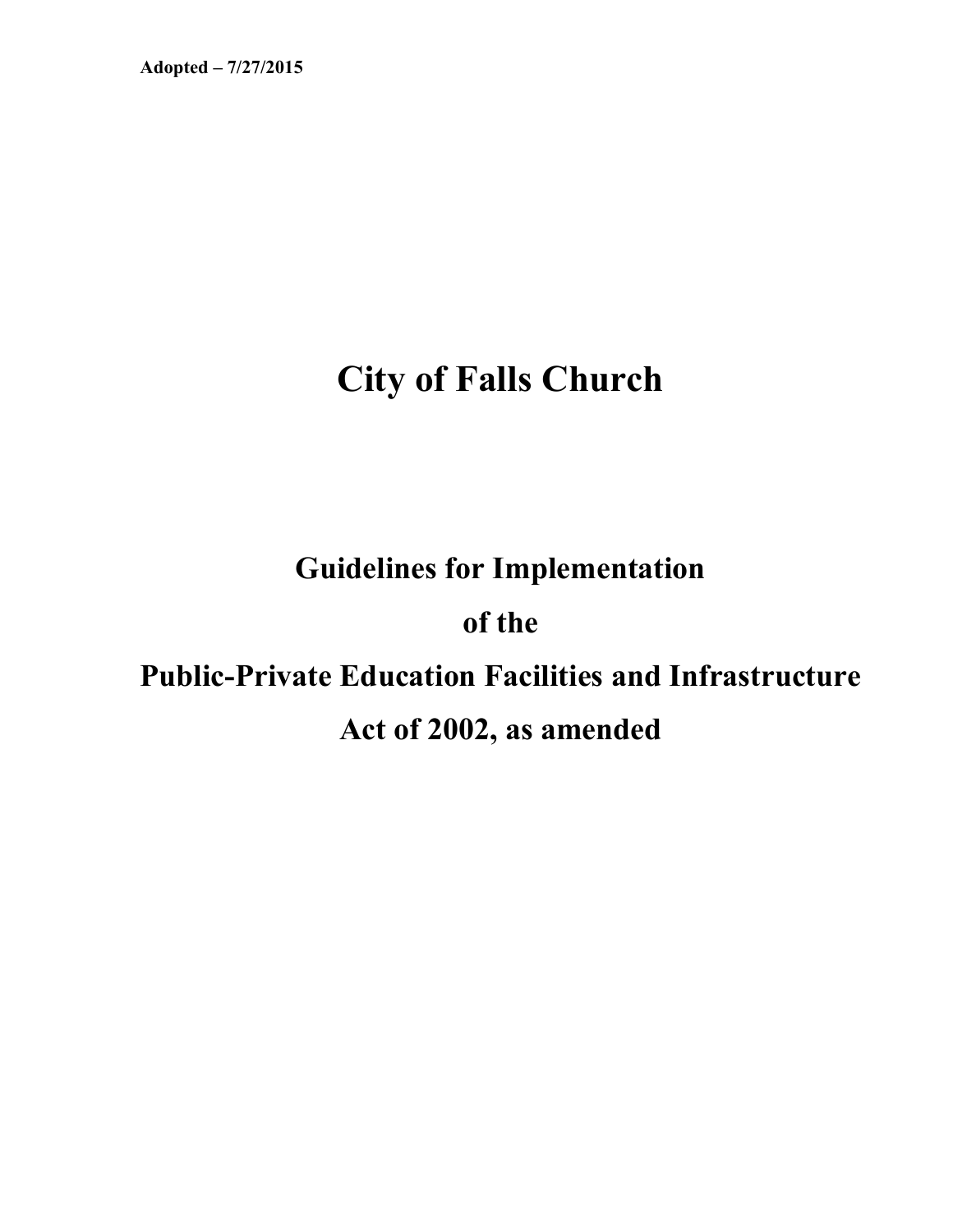**Adopted – 7/27/2015**

# City of Falls Church

## Guidelines for Implementation

## of the

## Public-Private Education Facilities and Infrastructure

## Act of 2002, as amended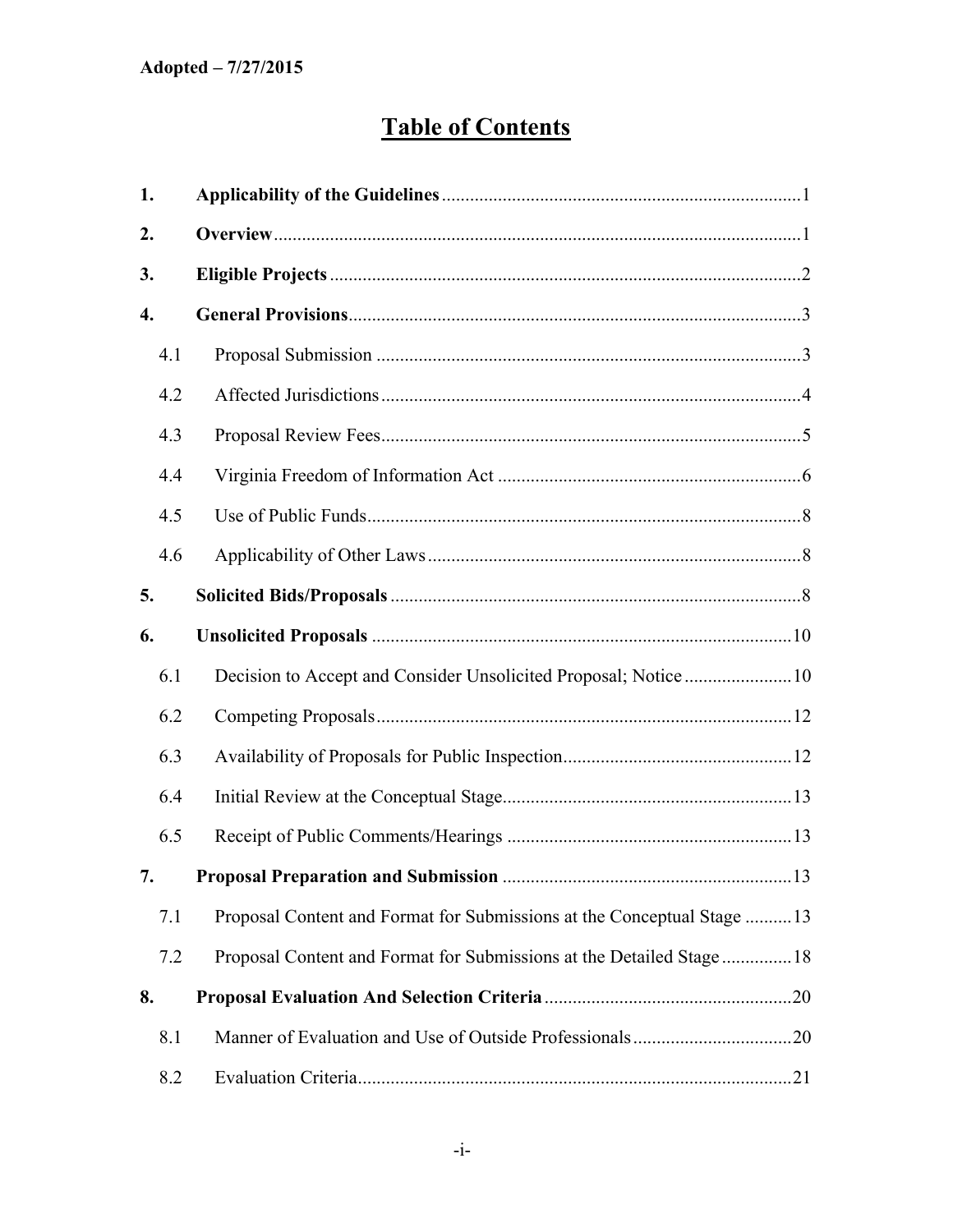**Adopted – 7/27/2015**

# Table of Contents

| | | |
|---|---|---|
| **1.** | **Applicability of the Guidelines** | 1 |
| **2.** | **Overview** | 1 |
| **3.** | **Eligible Projects** | 2 |
| **4.** | **General Provisions** | 3 |
| 4.1 | Proposal Submission | 3 |
| 4.2 | Affected Jurisdictions | 4 |
| 4.3 | Proposal Review Fees | 5 |
| 4.4 | Virginia Freedom of Information Act | 6 |
| 4.5 | Use of Public Funds | 8 |
| 4.6 | Applicability of Other Laws | 8 |
| **5.** | **Solicited Bids/Proposals** | 8 |
| **6.** | **Unsolicited Proposals** | 10 |
| 6.1 | Decision to Accept and Consider Unsolicited Proposal; Notice | 10 |
| 6.2 | Competing Proposals | 12 |
| 6.3 | Availability of Proposals for Public Inspection | 12 |
| 6.4 | Initial Review at the Conceptual Stage | 13 |
| 6.5 | Receipt of Public Comments/Hearings | 13 |
| **7.** | **Proposal Preparation and Submission** | 13 |
| 7.1 | Proposal Content and Format for Submissions at the Conceptual Stage | 13 |
| 7.2 | Proposal Content and Format for Submissions at the Detailed Stage | 18 |
| **8.** | **Proposal Evaluation And Selection Criteria** | 20 |
| 8.1 | Manner of Evaluation and Use of Outside Professionals | 20 |
| 8.2 | Evaluation Criteria | 21 |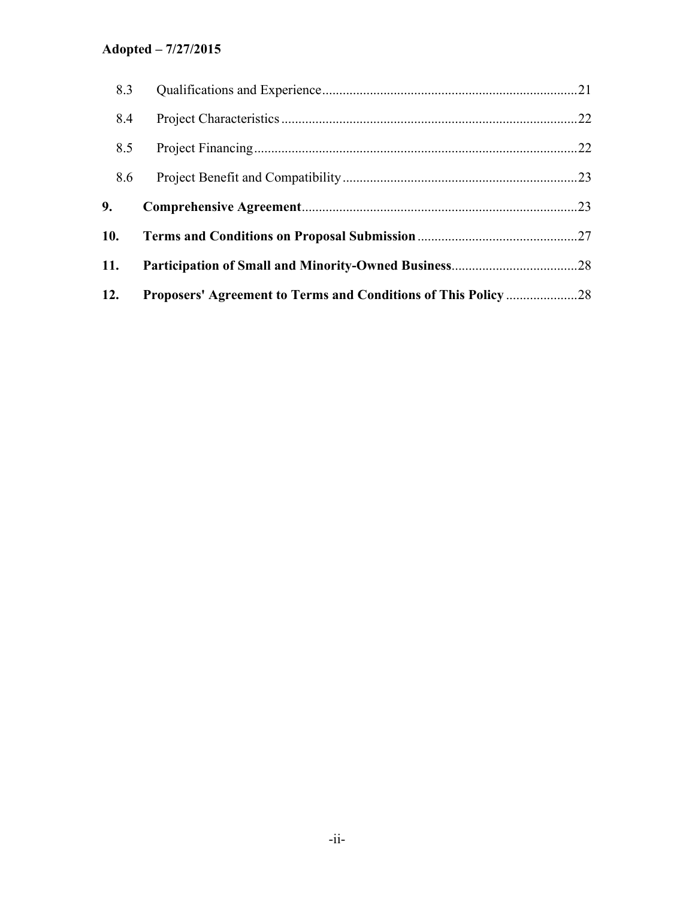| | | |
|---|---|---|
| 8.3 | Qualifications and Experience | 21 |
| 8.4 | Project Characteristics | 22 |
| 8.5 | Project Financing | 22 |
| 8.6 | Project Benefit and Compatibility | 23 |
| **9.** | **Comprehensive Agreement** | 23 |
| **10.** | **Terms and Conditions on Proposal Submission** | 27 |
| **11.** | **Participation of Small and Minority-Owned Business** | 28 |
| **12.** | **Proposers' Agreement to Terms and Conditions of This Policy** | 28 |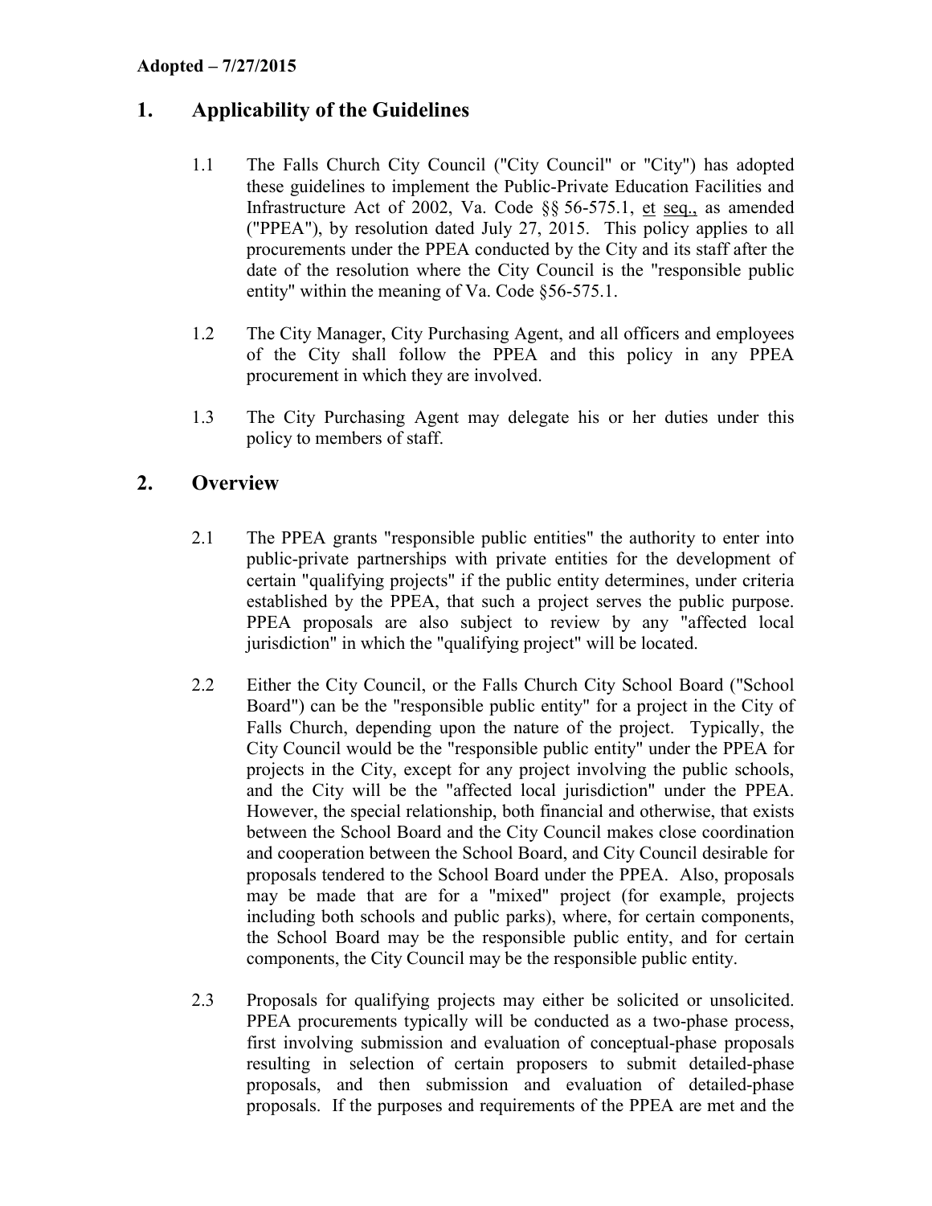**Adopted – 7/27/2015**

# 1. Applicability of the Guidelines

1.1 The Falls Church City Council ("City Council" or "City") has adopted these guidelines to implement the Public-Private Education Facilities and Infrastructure Act of 2002, Va. Code §§ 56-575.1, et seq., as amended ("PPEA"), by resolution dated July 27, 2015. This policy applies to all procurements under the PPEA conducted by the City and its staff after the date of the resolution where the City Council is the "responsible public entity" within the meaning of Va. Code §56-575.1.

1.2 The City Manager, City Purchasing Agent, and all officers and employees of the City shall follow the PPEA and this policy in any PPEA procurement in which they are involved.

1.3 The City Purchasing Agent may delegate his or her duties under this policy to members of staff.

# 2. Overview

2.1 The PPEA grants "responsible public entities" the authority to enter into public-private partnerships with private entities for the development of certain "qualifying projects" if the public entity determines, under criteria established by the PPEA, that such a project serves the public purpose. PPEA proposals are also subject to review by any "affected local jurisdiction" in which the "qualifying project" will be located.

2.2 Either the City Council, or the Falls Church City School Board ("School Board") can be the "responsible public entity" for a project in the City of Falls Church, depending upon the nature of the project. Typically, the City Council would be the "responsible public entity" under the PPEA for projects in the City, except for any project involving the public schools, and the City will be the "affected local jurisdiction" under the PPEA. However, the special relationship, both financial and otherwise, that exists between the School Board and the City Council makes close coordination and cooperation between the School Board, and City Council desirable for proposals tendered to the School Board under the PPEA. Also, proposals may be made that are for a "mixed" project (for example, projects including both schools and public parks), where, for certain components, the School Board may be the responsible public entity, and for certain components, the City Council may be the responsible public entity.

2.3 Proposals for qualifying projects may either be solicited or unsolicited. PPEA procurements typically will be conducted as a two-phase process, first involving submission and evaluation of conceptual-phase proposals resulting in selection of certain proposers to submit detailed-phase proposals, and then submission and evaluation of detailed-phase proposals. If the purposes and requirements of the PPEA are met and the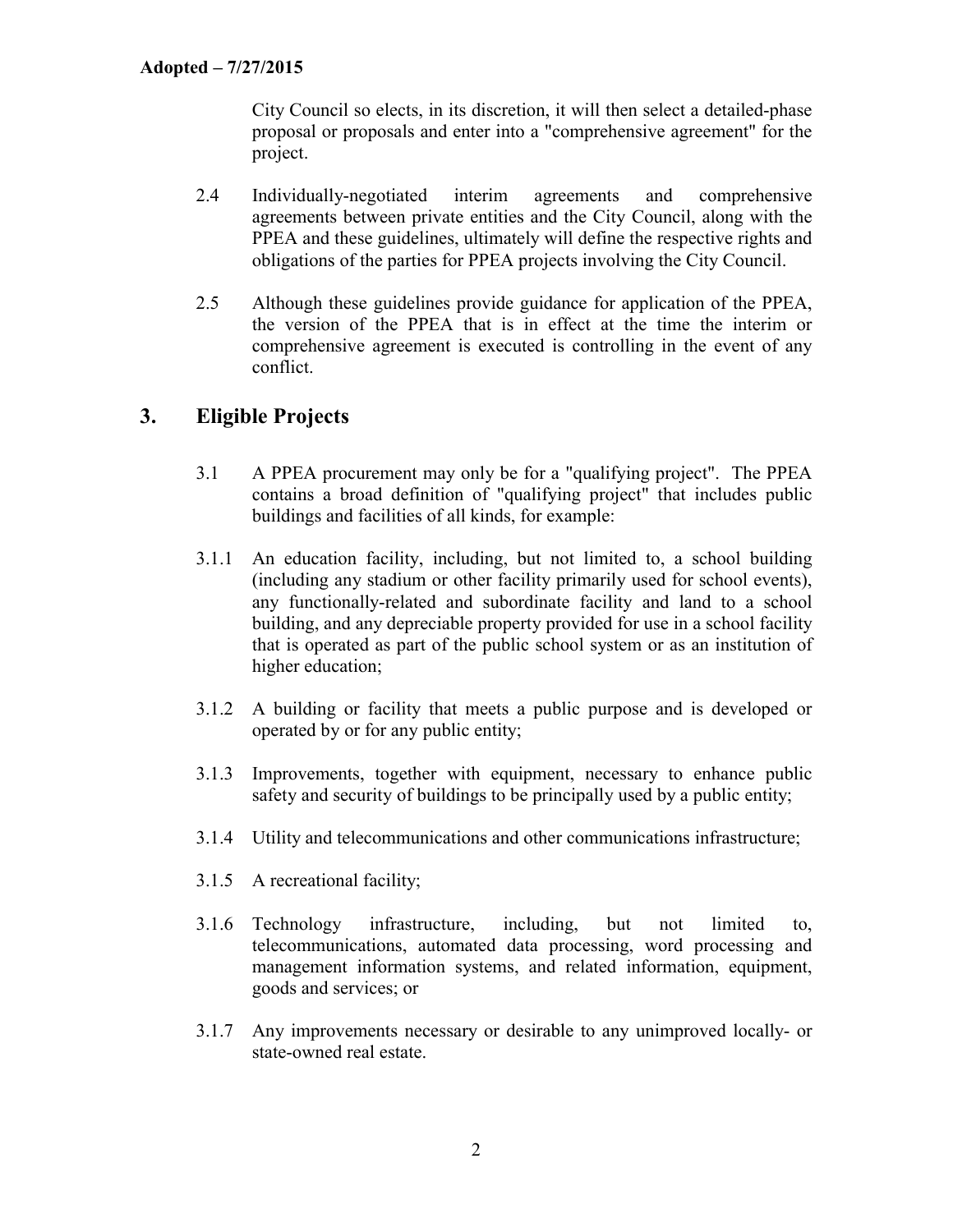City Council so elects, in its discretion, it will then select a detailed-phase proposal or proposals and enter into a "comprehensive agreement" for the project.

2.4 Individually-negotiated interim agreements and comprehensive agreements between private entities and the City Council, along with the PPEA and these guidelines, ultimately will define the respective rights and obligations of the parties for PPEA projects involving the City Council.

2.5 Although these guidelines provide guidance for application of the PPEA, the version of the PPEA that is in effect at the time the interim or comprehensive agreement is executed is controlling in the event of any conflict.

## 3. Eligible Projects

3.1 A PPEA procurement may only be for a "qualifying project". The PPEA contains a broad definition of "qualifying project" that includes public buildings and facilities of all kinds, for example:

3.1.1 An education facility, including, but not limited to, a school building (including any stadium or other facility primarily used for school events), any functionally-related and subordinate facility and land to a school building, and any depreciable property provided for use in a school facility that is operated as part of the public school system or as an institution of higher education;

3.1.2 A building or facility that meets a public purpose and is developed or operated by or for any public entity;

3.1.3 Improvements, together with equipment, necessary to enhance public safety and security of buildings to be principally used by a public entity;

3.1.4 Utility and telecommunications and other communications infrastructure;

3.1.5 A recreational facility;

3.1.6 Technology infrastructure, including, but not limited to, telecommunications, automated data processing, word processing and management information systems, and related information, equipment, goods and services; or

3.1.7 Any improvements necessary or desirable to any unimproved locally- or state-owned real estate.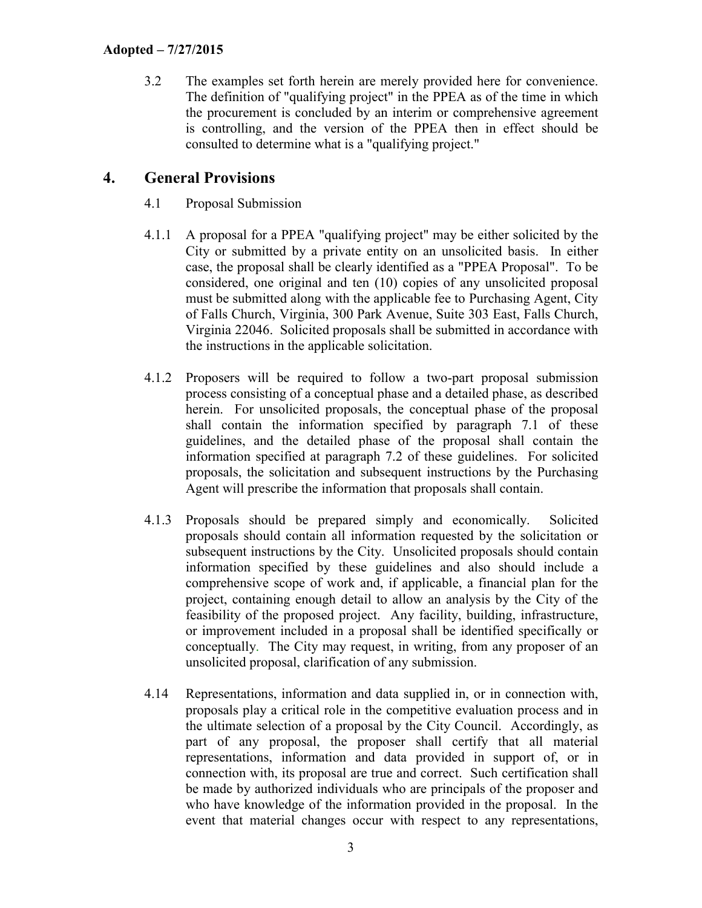3.2 The examples set forth herein are merely provided here for convenience. The definition of "qualifying project" in the PPEA as of the time in which the procurement is concluded by an interim or comprehensive agreement is controlling, and the version of the PPEA then in effect should be consulted to determine what is a "qualifying project."

## 4. General Provisions

4.1 Proposal Submission

4.1.1 A proposal for a PPEA "qualifying project" may be either solicited by the City or submitted by a private entity on an unsolicited basis. In either case, the proposal shall be clearly identified as a "PPEA Proposal". To be considered, one original and ten (10) copies of any unsolicited proposal must be submitted along with the applicable fee to Purchasing Agent, City of Falls Church, Virginia, 300 Park Avenue, Suite 303 East, Falls Church, Virginia 22046. Solicited proposals shall be submitted in accordance with the instructions in the applicable solicitation.

4.1.2 Proposers will be required to follow a two-part proposal submission process consisting of a conceptual phase and a detailed phase, as described herein. For unsolicited proposals, the conceptual phase of the proposal shall contain the information specified by paragraph 7.1 of these guidelines, and the detailed phase of the proposal shall contain the information specified at paragraph 7.2 of these guidelines. For solicited proposals, the solicitation and subsequent instructions by the Purchasing Agent will prescribe the information that proposals shall contain.

4.1.3 Proposals should be prepared simply and economically. Solicited proposals should contain all information requested by the solicitation or subsequent instructions by the City. Unsolicited proposals should contain information specified by these guidelines and also should include a comprehensive scope of work and, if applicable, a financial plan for the project, containing enough detail to allow an analysis by the City of the feasibility of the proposed project. Any facility, building, infrastructure, or improvement included in a proposal shall be identified specifically or conceptually. The City may request, in writing, from any proposer of an unsolicited proposal, clarification of any submission.

4.14 Representations, information and data supplied in, or in connection with, proposals play a critical role in the competitive evaluation process and in the ultimate selection of a proposal by the City Council. Accordingly, as part of any proposal, the proposer shall certify that all material representations, information and data provided in support of, or in connection with, its proposal are true and correct. Such certification shall be made by authorized individuals who are principals of the proposer and who have knowledge of the information provided in the proposal. In the event that material changes occur with respect to any representations,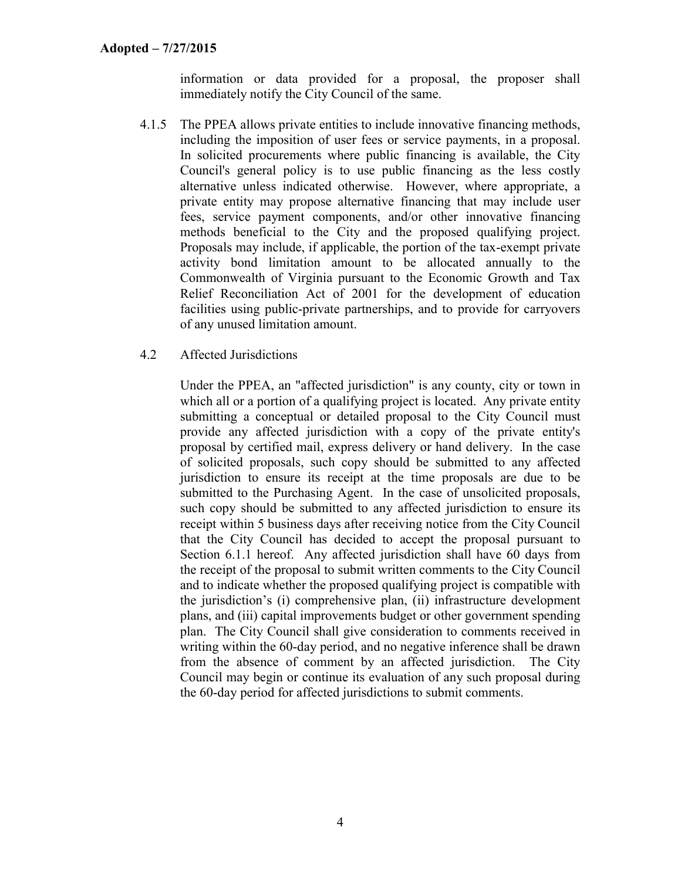information or data provided for a proposal, the proposer shall immediately notify the City Council of the same.

4.1.5 The PPEA allows private entities to include innovative financing methods, including the imposition of user fees or service payments, in a proposal. In solicited procurements where public financing is available, the City Council's general policy is to use public financing as the less costly alternative unless indicated otherwise. However, where appropriate, a private entity may propose alternative financing that may include user fees, service payment components, and/or other innovative financing methods beneficial to the City and the proposed qualifying project. Proposals may include, if applicable, the portion of the tax-exempt private activity bond limitation amount to be allocated annually to the Commonwealth of Virginia pursuant to the Economic Growth and Tax Relief Reconciliation Act of 2001 for the development of education facilities using public-private partnerships, and to provide for carryovers of any unused limitation amount.

4.2 Affected Jurisdictions

Under the PPEA, an "affected jurisdiction" is any county, city or town in which all or a portion of a qualifying project is located. Any private entity submitting a conceptual or detailed proposal to the City Council must provide any affected jurisdiction with a copy of the private entity's proposal by certified mail, express delivery or hand delivery. In the case of solicited proposals, such copy should be submitted to any affected jurisdiction to ensure its receipt at the time proposals are due to be submitted to the Purchasing Agent. In the case of unsolicited proposals, such copy should be submitted to any affected jurisdiction to ensure its receipt within 5 business days after receiving notice from the City Council that the City Council has decided to accept the proposal pursuant to Section 6.1.1 hereof. Any affected jurisdiction shall have 60 days from the receipt of the proposal to submit written comments to the City Council and to indicate whether the proposed qualifying project is compatible with the jurisdiction's (i) comprehensive plan, (ii) infrastructure development plans, and (iii) capital improvements budget or other government spending plan. The City Council shall give consideration to comments received in writing within the 60-day period, and no negative inference shall be drawn from the absence of comment by an affected jurisdiction. The City Council may begin or continue its evaluation of any such proposal during the 60-day period for affected jurisdictions to submit comments.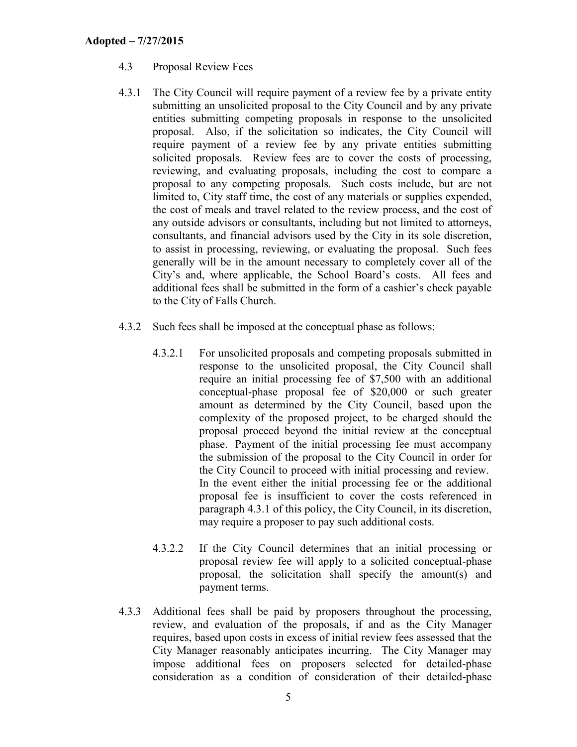4.3 Proposal Review Fees

4.3.1 The City Council will require payment of a review fee by a private entity submitting an unsolicited proposal to the City Council and by any private entities submitting competing proposals in response to the unsolicited proposal. Also, if the solicitation so indicates, the City Council will require payment of a review fee by any private entities submitting solicited proposals. Review fees are to cover the costs of processing, reviewing, and evaluating proposals, including the cost to compare a proposal to any competing proposals. Such costs include, but are not limited to, City staff time, the cost of any materials or supplies expended, the cost of meals and travel related to the review process, and the cost of any outside advisors or consultants, including but not limited to attorneys, consultants, and financial advisors used by the City in its sole discretion, to assist in processing, reviewing, or evaluating the proposal. Such fees generally will be in the amount necessary to completely cover all of the City's and, where applicable, the School Board's costs. All fees and additional fees shall be submitted in the form of a cashier's check payable to the City of Falls Church.

4.3.2 Such fees shall be imposed at the conceptual phase as follows:

4.3.2.1 For unsolicited proposals and competing proposals submitted in response to the unsolicited proposal, the City Council shall require an initial processing fee of $7,500 with an additional conceptual-phase proposal fee of $20,000 or such greater amount as determined by the City Council, based upon the complexity of the proposed project, to be charged should the proposal proceed beyond the initial review at the conceptual phase. Payment of the initial processing fee must accompany the submission of the proposal to the City Council in order for the City Council to proceed with initial processing and review. In the event either the initial processing fee or the additional proposal fee is insufficient to cover the costs referenced in paragraph 4.3.1 of this policy, the City Council, in its discretion, may require a proposer to pay such additional costs.

4.3.2.2 If the City Council determines that an initial processing or proposal review fee will apply to a solicited conceptual-phase proposal, the solicitation shall specify the amount(s) and payment terms.

4.3.3 Additional fees shall be paid by proposers throughout the processing, review, and evaluation of the proposals, if and as the City Manager requires, based upon costs in excess of initial review fees assessed that the City Manager reasonably anticipates incurring. The City Manager may impose additional fees on proposers selected for detailed-phase consideration as a condition of consideration of their detailed-phase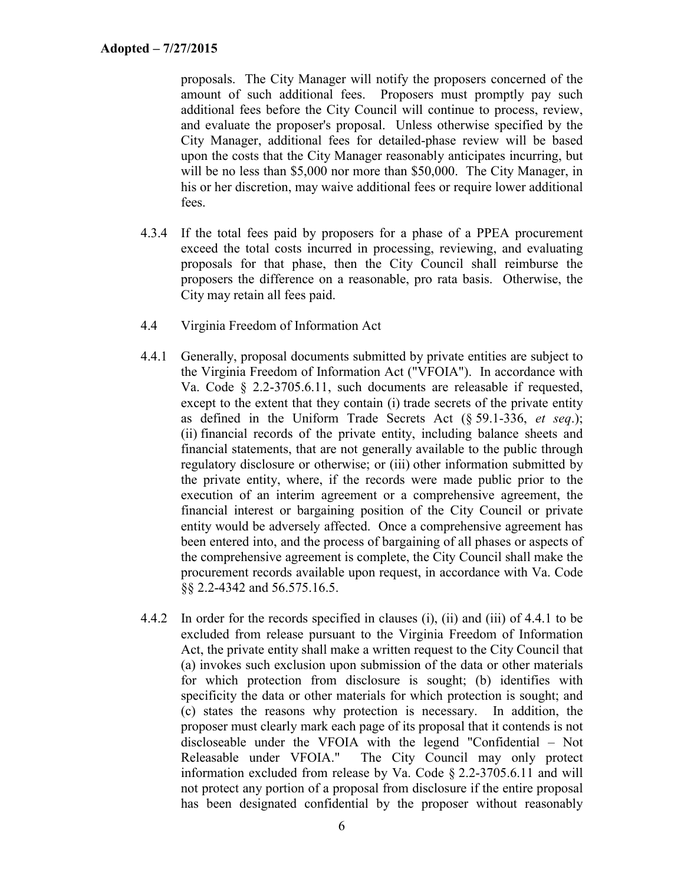proposals. The City Manager will notify the proposers concerned of the amount of such additional fees. Proposers must promptly pay such additional fees before the City Council will continue to process, review, and evaluate the proposer's proposal. Unless otherwise specified by the City Manager, additional fees for detailed-phase review will be based upon the costs that the City Manager reasonably anticipates incurring, but will be no less than $5,000 nor more than $50,000. The City Manager, in his or her discretion, may waive additional fees or require lower additional fees.

4.3.4 If the total fees paid by proposers for a phase of a PPEA procurement exceed the total costs incurred in processing, reviewing, and evaluating proposals for that phase, then the City Council shall reimburse the proposers the difference on a reasonable, pro rata basis. Otherwise, the City may retain all fees paid.

4.4 Virginia Freedom of Information Act

4.4.1 Generally, proposal documents submitted by private entities are subject to the Virginia Freedom of Information Act ("VFOIA"). In accordance with Va. Code § 2.2-3705.6.11, such documents are releasable if requested, except to the extent that they contain (i) trade secrets of the private entity as defined in the Uniform Trade Secrets Act (§ 59.1-336, *et seq*.); (ii) financial records of the private entity, including balance sheets and financial statements, that are not generally available to the public through regulatory disclosure or otherwise; or (iii) other information submitted by the private entity, where, if the records were made public prior to the execution of an interim agreement or a comprehensive agreement, the financial interest or bargaining position of the City Council or private entity would be adversely affected. Once a comprehensive agreement has been entered into, and the process of bargaining of all phases or aspects of the comprehensive agreement is complete, the City Council shall make the procurement records available upon request, in accordance with Va. Code §§ 2.2-4342 and 56.575.16.5.

4.4.2 In order for the records specified in clauses (i), (ii) and (iii) of 4.4.1 to be excluded from release pursuant to the Virginia Freedom of Information Act, the private entity shall make a written request to the City Council that (a) invokes such exclusion upon submission of the data or other materials for which protection from disclosure is sought; (b) identifies with specificity the data or other materials for which protection is sought; and (c) states the reasons why protection is necessary. In addition, the proposer must clearly mark each page of its proposal that it contends is not discloseable under the VFOIA with the legend "Confidential – Not Releasable under VFOIA." The City Council may only protect information excluded from release by Va. Code § 2.2-3705.6.11 and will not protect any portion of a proposal from disclosure if the entire proposal has been designated confidential by the proposer without reasonably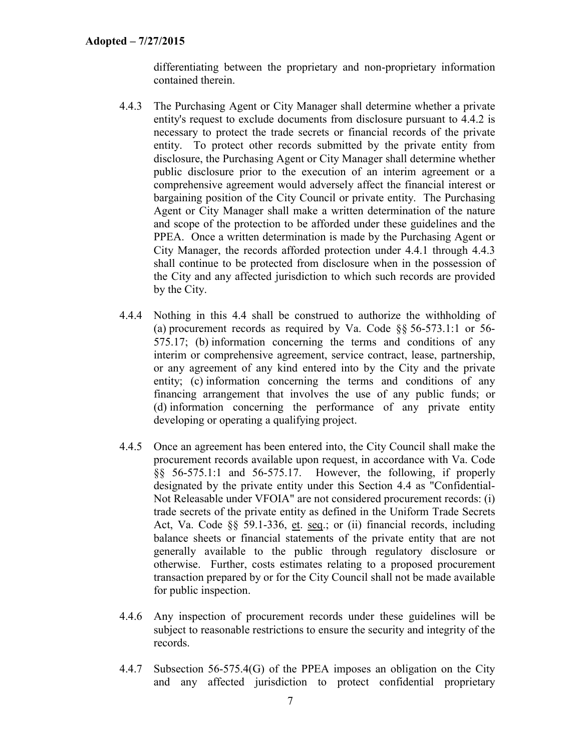differentiating between the proprietary and non-proprietary information contained therein.

4.4.3 The Purchasing Agent or City Manager shall determine whether a private entity's request to exclude documents from disclosure pursuant to 4.4.2 is necessary to protect the trade secrets or financial records of the private entity. To protect other records submitted by the private entity from disclosure, the Purchasing Agent or City Manager shall determine whether public disclosure prior to the execution of an interim agreement or a comprehensive agreement would adversely affect the financial interest or bargaining position of the City Council or private entity. The Purchasing Agent or City Manager shall make a written determination of the nature and scope of the protection to be afforded under these guidelines and the PPEA. Once a written determination is made by the Purchasing Agent or City Manager, the records afforded protection under 4.4.1 through 4.4.3 shall continue to be protected from disclosure when in the possession of the City and any affected jurisdiction to which such records are provided by the City.

4.4.4 Nothing in this 4.4 shall be construed to authorize the withholding of (a) procurement records as required by Va. Code §§ 56-573.1:1 or 56-575.17; (b) information concerning the terms and conditions of any interim or comprehensive agreement, service contract, lease, partnership, or any agreement of any kind entered into by the City and the private entity; (c) information concerning the terms and conditions of any financing arrangement that involves the use of any public funds; or (d) information concerning the performance of any private entity developing or operating a qualifying project.

4.4.5 Once an agreement has been entered into, the City Council shall make the procurement records available upon request, in accordance with Va. Code §§ 56-575.1:1 and 56-575.17. However, the following, if properly designated by the private entity under this Section 4.4 as "Confidential-Not Releasable under VFOIA" are not considered procurement records: (i) trade secrets of the private entity as defined in the Uniform Trade Secrets Act, Va. Code §§ 59.1-336, et. seq.; or (ii) financial records, including balance sheets or financial statements of the private entity that are not generally available to the public through regulatory disclosure or otherwise. Further, costs estimates relating to a proposed procurement transaction prepared by or for the City Council shall not be made available for public inspection.

4.4.6 Any inspection of procurement records under these guidelines will be subject to reasonable restrictions to ensure the security and integrity of the records.

4.4.7 Subsection 56-575.4(G) of the PPEA imposes an obligation on the City and any affected jurisdiction to protect confidential proprietary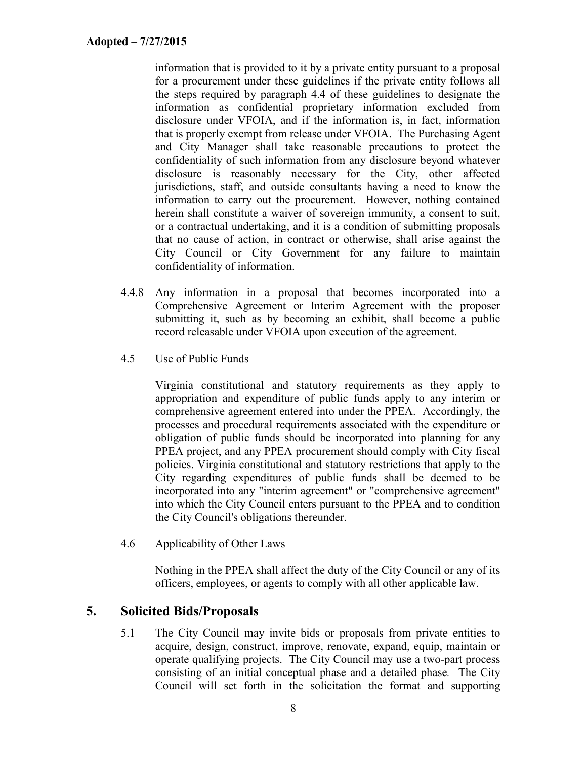information that is provided to it by a private entity pursuant to a proposal for a procurement under these guidelines if the private entity follows all the steps required by paragraph 4.4 of these guidelines to designate the information as confidential proprietary information excluded from disclosure under VFOIA, and if the information is, in fact, information that is properly exempt from release under VFOIA. The Purchasing Agent and City Manager shall take reasonable precautions to protect the confidentiality of such information from any disclosure beyond whatever disclosure is reasonably necessary for the City, other affected jurisdictions, staff, and outside consultants having a need to know the information to carry out the procurement. However, nothing contained herein shall constitute a waiver of sovereign immunity, a consent to suit, or a contractual undertaking, and it is a condition of submitting proposals that no cause of action, in contract or otherwise, shall arise against the City Council or City Government for any failure to maintain confidentiality of information.

4.4.8 Any information in a proposal that becomes incorporated into a Comprehensive Agreement or Interim Agreement with the proposer submitting it, such as by becoming an exhibit, shall become a public record releasable under VFOIA upon execution of the agreement.

4.5 Use of Public Funds

Virginia constitutional and statutory requirements as they apply to appropriation and expenditure of public funds apply to any interim or comprehensive agreement entered into under the PPEA. Accordingly, the processes and procedural requirements associated with the expenditure or obligation of public funds should be incorporated into planning for any PPEA project, and any PPEA procurement should comply with City fiscal policies. Virginia constitutional and statutory restrictions that apply to the City regarding expenditures of public funds shall be deemed to be incorporated into any "interim agreement" or "comprehensive agreement" into which the City Council enters pursuant to the PPEA and to condition the City Council's obligations thereunder.

4.6 Applicability of Other Laws

Nothing in the PPEA shall affect the duty of the City Council or any of its officers, employees, or agents to comply with all other applicable law.

## 5. Solicited Bids/Proposals

5.1 The City Council may invite bids or proposals from private entities to acquire, design, construct, improve, renovate, expand, equip, maintain or operate qualifying projects. The City Council may use a two-part process consisting of an initial conceptual phase and a detailed phase. The City Council will set forth in the solicitation the format and supporting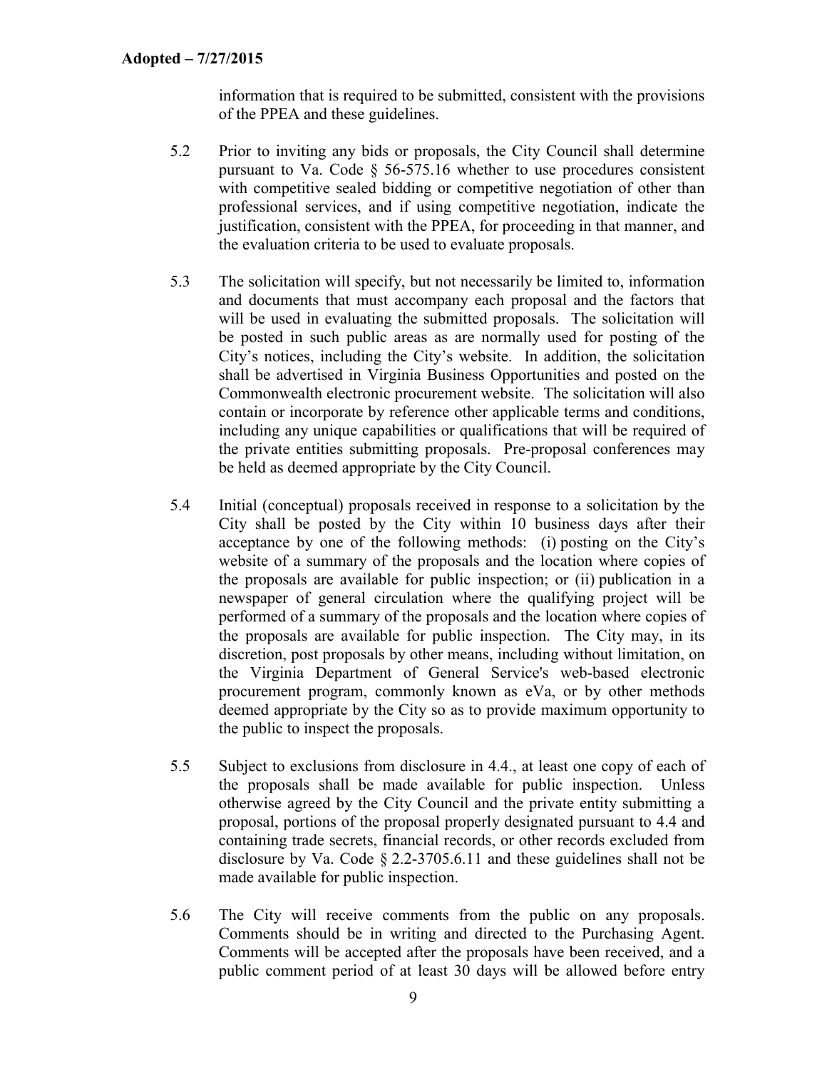information that is required to be submitted, consistent with the provisions of the PPEA and these guidelines.

5.2 Prior to inviting any bids or proposals, the City Council shall determine pursuant to Va. Code § 56-575.16 whether to use procedures consistent with competitive sealed bidding or competitive negotiation of other than professional services, and if using competitive negotiation, indicate the justification, consistent with the PPEA, for proceeding in that manner, and the evaluation criteria to be used to evaluate proposals.

5.3 The solicitation will specify, but not necessarily be limited to, information and documents that must accompany each proposal and the factors that will be used in evaluating the submitted proposals. The solicitation will be posted in such public areas as are normally used for posting of the City's notices, including the City's website. In addition, the solicitation shall be advertised in Virginia Business Opportunities and posted on the Commonwealth electronic procurement website. The solicitation will also contain or incorporate by reference other applicable terms and conditions, including any unique capabilities or qualifications that will be required of the private entities submitting proposals. Pre-proposal conferences may be held as deemed appropriate by the City Council.

5.4 Initial (conceptual) proposals received in response to a solicitation by the City shall be posted by the City within 10 business days after their acceptance by one of the following methods: (i) posting on the City's website of a summary of the proposals and the location where copies of the proposals are available for public inspection; or (ii) publication in a newspaper of general circulation where the qualifying project will be performed of a summary of the proposals and the location where copies of the proposals are available for public inspection. The City may, in its discretion, post proposals by other means, including without limitation, on the Virginia Department of General Service's web-based electronic procurement program, commonly known as eVa, or by other methods deemed appropriate by the City so as to provide maximum opportunity to the public to inspect the proposals.

5.5 Subject to exclusions from disclosure in 4.4., at least one copy of each of the proposals shall be made available for public inspection. Unless otherwise agreed by the City Council and the private entity submitting a proposal, portions of the proposal properly designated pursuant to 4.4 and containing trade secrets, financial records, or other records excluded from disclosure by Va. Code § 2.2-3705.6.11 and these guidelines shall not be made available for public inspection.

5.6 The City will receive comments from the public on any proposals. Comments should be in writing and directed to the Purchasing Agent. Comments will be accepted after the proposals have been received, and a public comment period of at least 30 days will be allowed before entry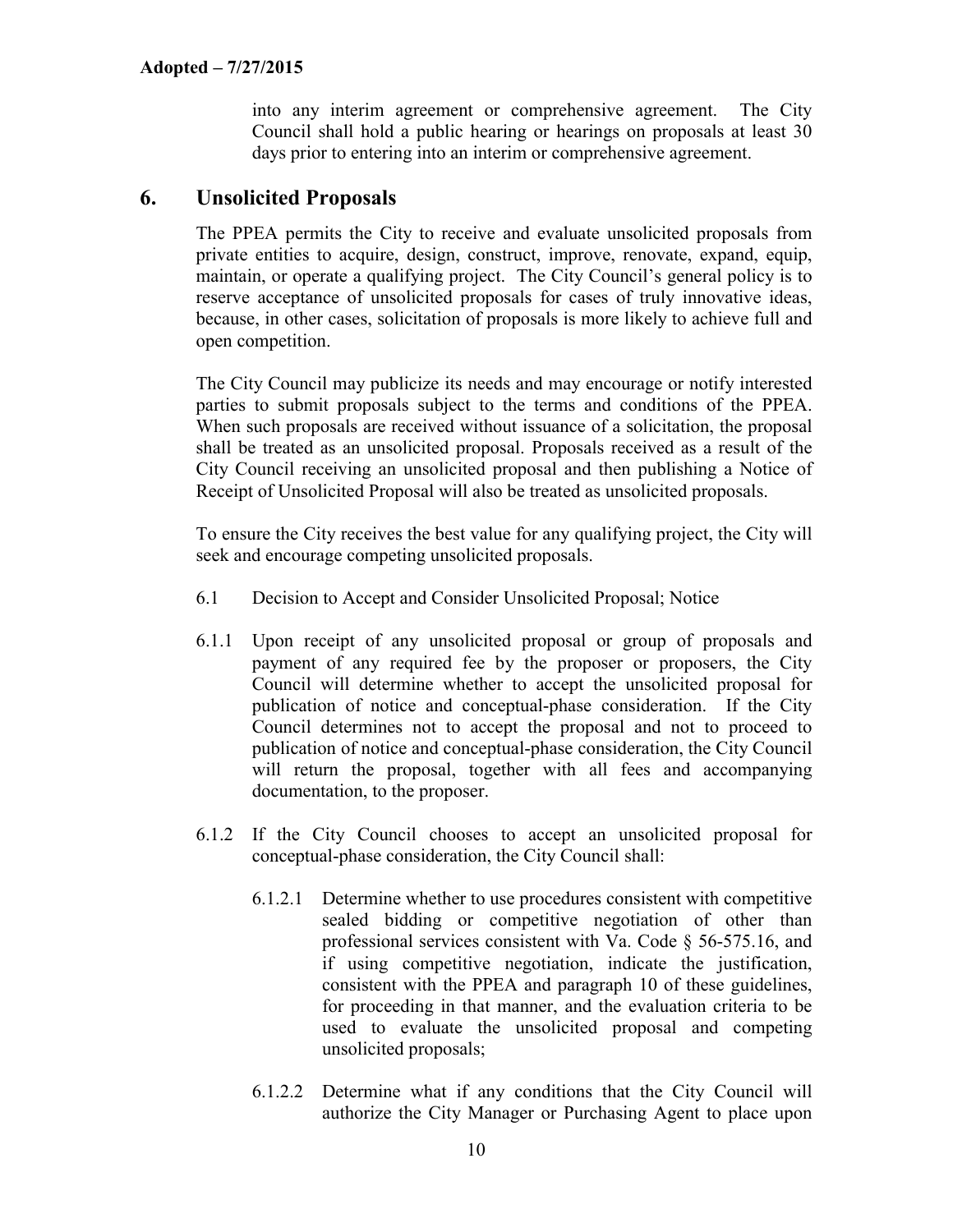into any interim agreement or comprehensive agreement. The City Council shall hold a public hearing or hearings on proposals at least 30 days prior to entering into an interim or comprehensive agreement.

## 6. Unsolicited Proposals

The PPEA permits the City to receive and evaluate unsolicited proposals from private entities to acquire, design, construct, improve, renovate, expand, equip, maintain, or operate a qualifying project. The City Council's general policy is to reserve acceptance of unsolicited proposals for cases of truly innovative ideas, because, in other cases, solicitation of proposals is more likely to achieve full and open competition.

The City Council may publicize its needs and may encourage or notify interested parties to submit proposals subject to the terms and conditions of the PPEA. When such proposals are received without issuance of a solicitation, the proposal shall be treated as an unsolicited proposal. Proposals received as a result of the City Council receiving an unsolicited proposal and then publishing a Notice of Receipt of Unsolicited Proposal will also be treated as unsolicited proposals.

To ensure the City receives the best value for any qualifying project, the City will seek and encourage competing unsolicited proposals.

6.1 Decision to Accept and Consider Unsolicited Proposal; Notice

6.1.1 Upon receipt of any unsolicited proposal or group of proposals and payment of any required fee by the proposer or proposers, the City Council will determine whether to accept the unsolicited proposal for publication of notice and conceptual-phase consideration. If the City Council determines not to accept the proposal and not to proceed to publication of notice and conceptual-phase consideration, the City Council will return the proposal, together with all fees and accompanying documentation, to the proposer.

6.1.2 If the City Council chooses to accept an unsolicited proposal for conceptual-phase consideration, the City Council shall:

6.1.2.1 Determine whether to use procedures consistent with competitive sealed bidding or competitive negotiation of other than professional services consistent with Va. Code § 56-575.16, and if using competitive negotiation, indicate the justification, consistent with the PPEA and paragraph 10 of these guidelines, for proceeding in that manner, and the evaluation criteria to be used to evaluate the unsolicited proposal and competing unsolicited proposals;

6.1.2.2 Determine what if any conditions that the City Council will authorize the City Manager or Purchasing Agent to place upon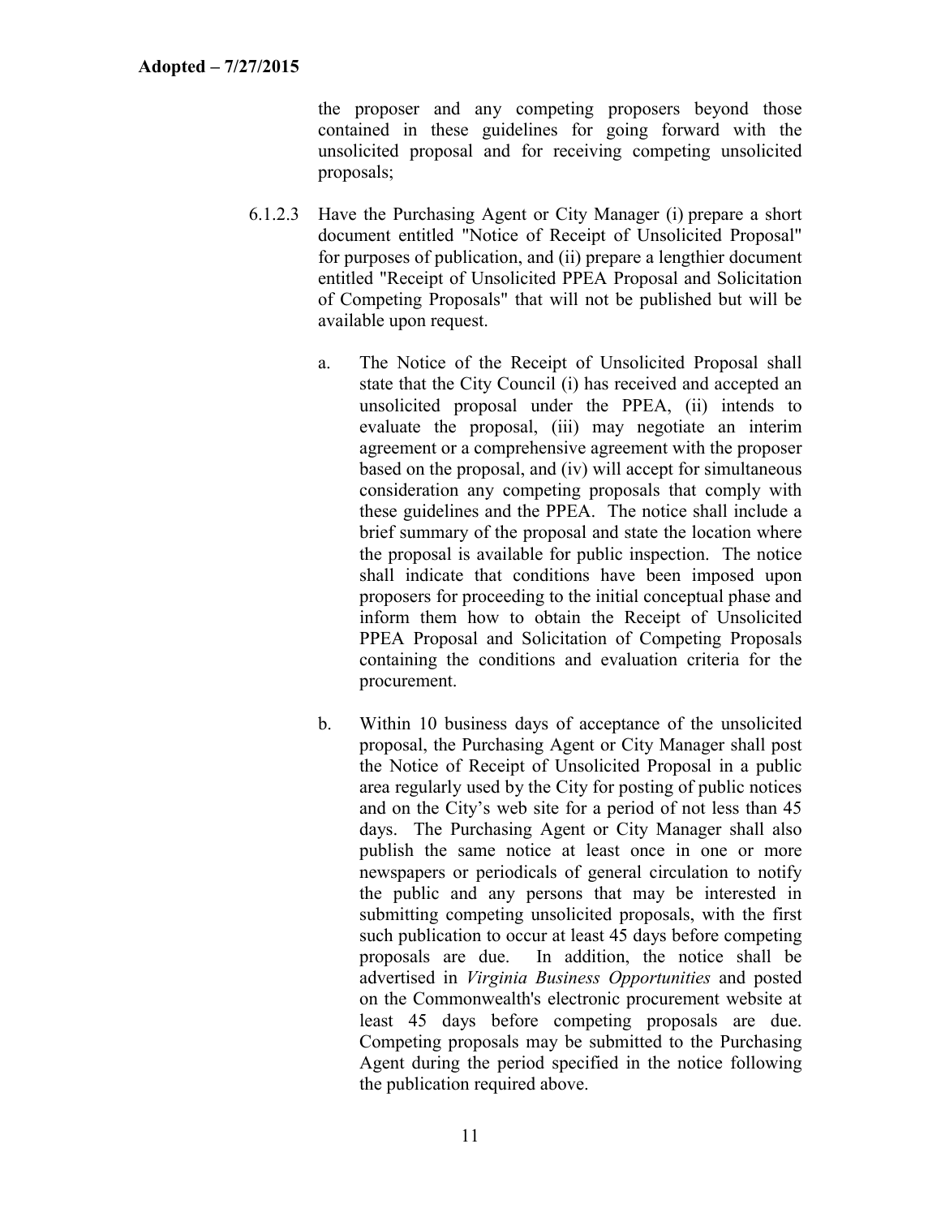the proposer and any competing proposers beyond those contained in these guidelines for going forward with the unsolicited proposal and for receiving competing unsolicited proposals;

6.1.2.3 Have the Purchasing Agent or City Manager (i) prepare a short document entitled "Notice of Receipt of Unsolicited Proposal" for purposes of publication, and (ii) prepare a lengthier document entitled "Receipt of Unsolicited PPEA Proposal and Solicitation of Competing Proposals" that will not be published but will be available upon request.

a. The Notice of the Receipt of Unsolicited Proposal shall state that the City Council (i) has received and accepted an unsolicited proposal under the PPEA, (ii) intends to evaluate the proposal, (iii) may negotiate an interim agreement or a comprehensive agreement with the proposer based on the proposal, and (iv) will accept for simultaneous consideration any competing proposals that comply with these guidelines and the PPEA. The notice shall include a brief summary of the proposal and state the location where the proposal is available for public inspection. The notice shall indicate that conditions have been imposed upon proposers for proceeding to the initial conceptual phase and inform them how to obtain the Receipt of Unsolicited PPEA Proposal and Solicitation of Competing Proposals containing the conditions and evaluation criteria for the procurement.

b. Within 10 business days of acceptance of the unsolicited proposal, the Purchasing Agent or City Manager shall post the Notice of Receipt of Unsolicited Proposal in a public area regularly used by the City for posting of public notices and on the City's web site for a period of not less than 45 days. The Purchasing Agent or City Manager shall also publish the same notice at least once in one or more newspapers or periodicals of general circulation to notify the public and any persons that may be interested in submitting competing unsolicited proposals, with the first such publication to occur at least 45 days before competing proposals are due. In addition, the notice shall be advertised in *Virginia Business Opportunities* and posted on the Commonwealth's electronic procurement website at least 45 days before competing proposals are due. Competing proposals may be submitted to the Purchasing Agent during the period specified in the notice following the publication required above.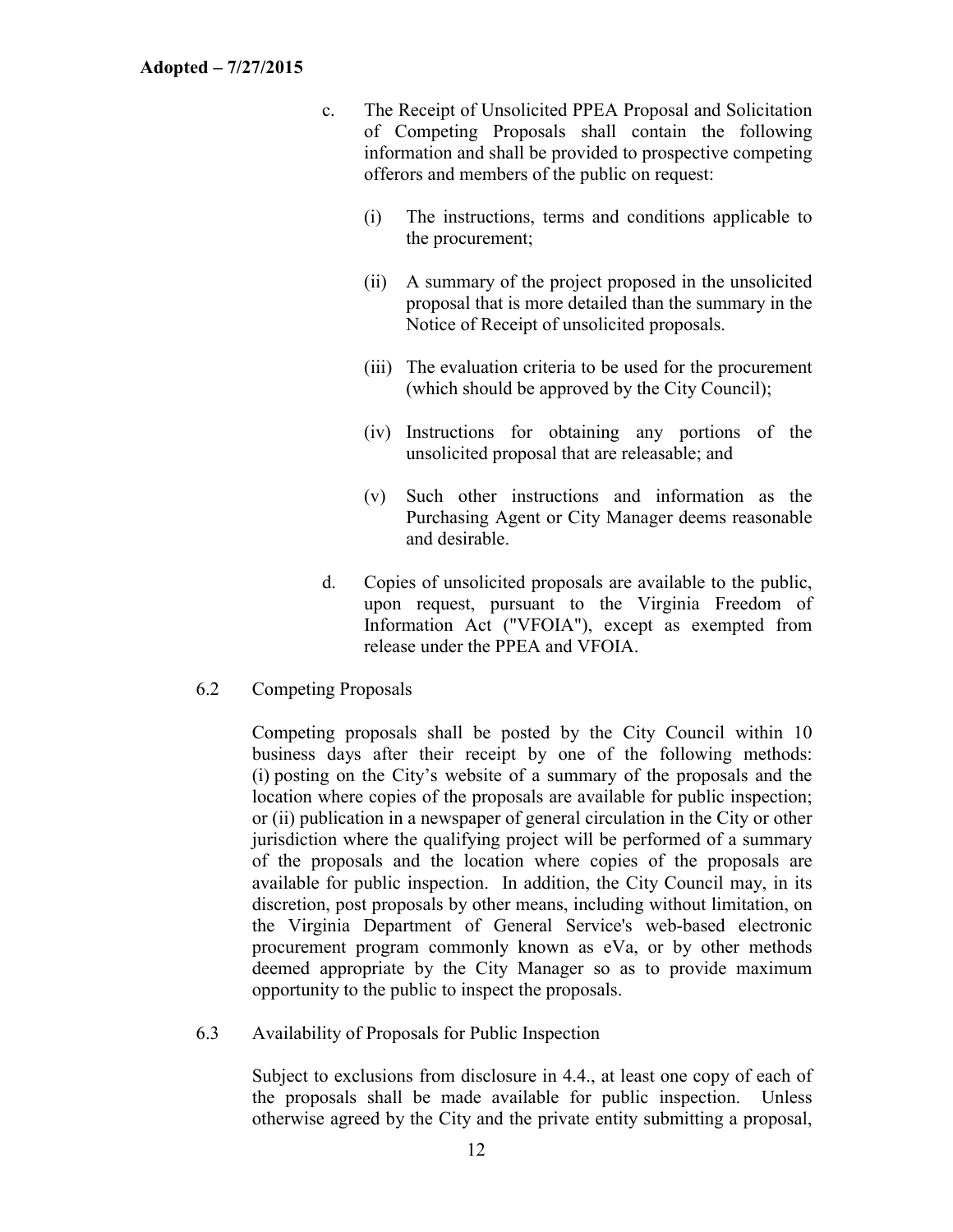c. The Receipt of Unsolicited PPEA Proposal and Solicitation of Competing Proposals shall contain the following information and shall be provided to prospective competing offerors and members of the public on request:

   (i) The instructions, terms and conditions applicable to the procurement;

   (ii) A summary of the project proposed in the unsolicited proposal that is more detailed than the summary in the Notice of Receipt of unsolicited proposals.

   (iii) The evaluation criteria to be used for the procurement (which should be approved by the City Council);

   (iv) Instructions for obtaining any portions of the unsolicited proposal that are releasable; and

   (v) Such other instructions and information as the Purchasing Agent or City Manager deems reasonable and desirable.

d. Copies of unsolicited proposals are available to the public, upon request, pursuant to the Virginia Freedom of Information Act ("VFOIA"), except as exempted from release under the PPEA and VFOIA.

6.2 Competing Proposals

Competing proposals shall be posted by the City Council within 10 business days after their receipt by one of the following methods: (i) posting on the City's website of a summary of the proposals and the location where copies of the proposals are available for public inspection; or (ii) publication in a newspaper of general circulation in the City or other jurisdiction where the qualifying project will be performed of a summary of the proposals and the location where copies of the proposals are available for public inspection. In addition, the City Council may, in its discretion, post proposals by other means, including without limitation, on the Virginia Department of General Service's web-based electronic procurement program commonly known as eVa, or by other methods deemed appropriate by the City Manager so as to provide maximum opportunity to the public to inspect the proposals.

6.3 Availability of Proposals for Public Inspection

Subject to exclusions from disclosure in 4.4., at least one copy of each of the proposals shall be made available for public inspection. Unless otherwise agreed by the City and the private entity submitting a proposal,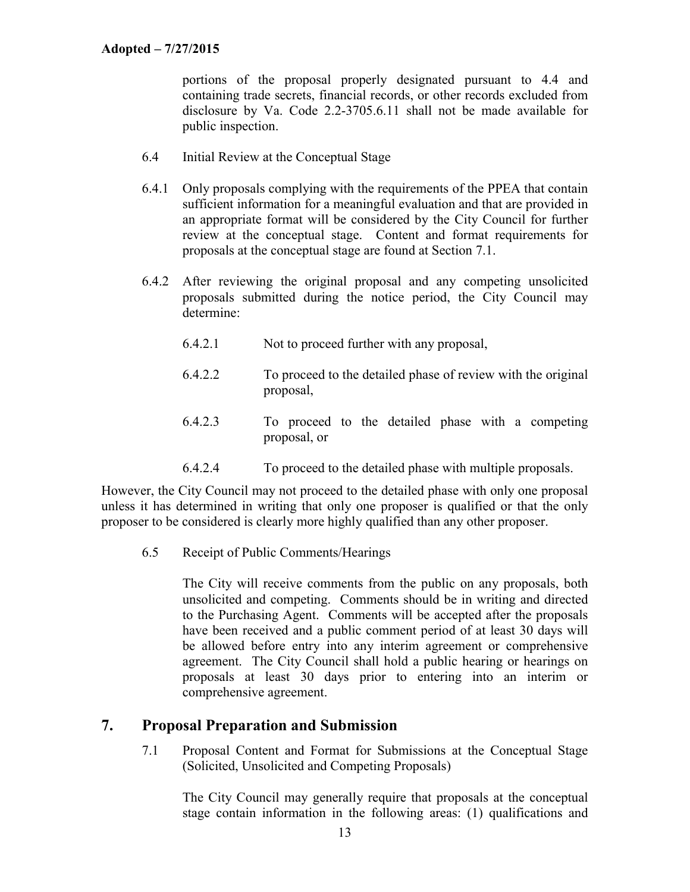portions of the proposal properly designated pursuant to 4.4 and containing trade secrets, financial records, or other records excluded from disclosure by Va. Code 2.2-3705.6.11 shall not be made available for public inspection.

6.4 Initial Review at the Conceptual Stage

6.4.1 Only proposals complying with the requirements of the PPEA that contain sufficient information for a meaningful evaluation and that are provided in an appropriate format will be considered by the City Council for further review at the conceptual stage. Content and format requirements for proposals at the conceptual stage are found at Section 7.1.

6.4.2 After reviewing the original proposal and any competing unsolicited proposals submitted during the notice period, the City Council may determine:

6.4.2.1 Not to proceed further with any proposal,

6.4.2.2 To proceed to the detailed phase of review with the original proposal,

6.4.2.3 To proceed to the detailed phase with a competing proposal, or

6.4.2.4 To proceed to the detailed phase with multiple proposals.

However, the City Council may not proceed to the detailed phase with only one proposal unless it has determined in writing that only one proposer is qualified or that the only proposer to be considered is clearly more highly qualified than any other proposer.

6.5 Receipt of Public Comments/Hearings

The City will receive comments from the public on any proposals, both unsolicited and competing. Comments should be in writing and directed to the Purchasing Agent. Comments will be accepted after the proposals have been received and a public comment period of at least 30 days will be allowed before entry into any interim agreement or comprehensive agreement. The City Council shall hold a public hearing or hearings on proposals at least 30 days prior to entering into an interim or comprehensive agreement.

## 7. Proposal Preparation and Submission

7.1 Proposal Content and Format for Submissions at the Conceptual Stage (Solicited, Unsolicited and Competing Proposals)

The City Council may generally require that proposals at the conceptual stage contain information in the following areas: (1) qualifications and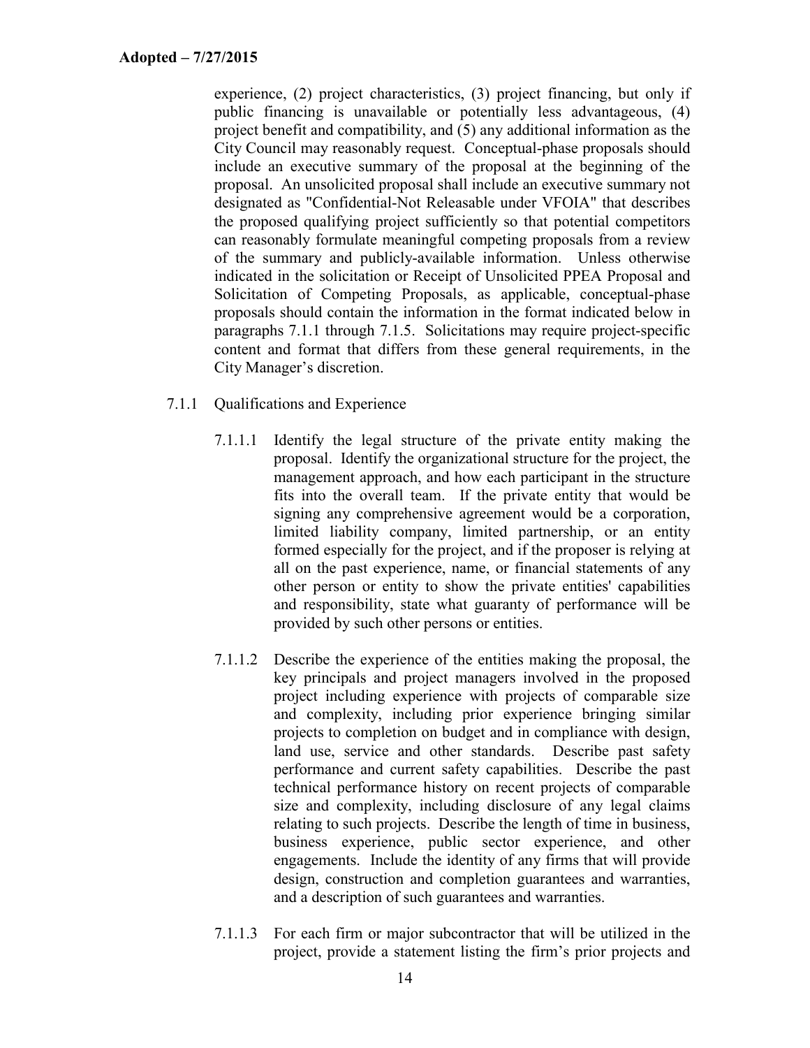experience, (2) project characteristics, (3) project financing, but only if public financing is unavailable or potentially less advantageous, (4) project benefit and compatibility, and (5) any additional information as the City Council may reasonably request. Conceptual-phase proposals should include an executive summary of the proposal at the beginning of the proposal. An unsolicited proposal shall include an executive summary not designated as "Confidential-Not Releasable under VFOIA" that describes the proposed qualifying project sufficiently so that potential competitors can reasonably formulate meaningful competing proposals from a review of the summary and publicly-available information. Unless otherwise indicated in the solicitation or Receipt of Unsolicited PPEA Proposal and Solicitation of Competing Proposals, as applicable, conceptual-phase proposals should contain the information in the format indicated below in paragraphs 7.1.1 through 7.1.5. Solicitations may require project-specific content and format that differs from these general requirements, in the City Manager's discretion.

7.1.1 Qualifications and Experience

7.1.1.1 Identify the legal structure of the private entity making the proposal. Identify the organizational structure for the project, the management approach, and how each participant in the structure fits into the overall team. If the private entity that would be signing any comprehensive agreement would be a corporation, limited liability company, limited partnership, or an entity formed especially for the project, and if the proposer is relying at all on the past experience, name, or financial statements of any other person or entity to show the private entities' capabilities and responsibility, state what guaranty of performance will be provided by such other persons or entities.

7.1.1.2 Describe the experience of the entities making the proposal, the key principals and project managers involved in the proposed project including experience with projects of comparable size and complexity, including prior experience bringing similar projects to completion on budget and in compliance with design, land use, service and other standards. Describe past safety performance and current safety capabilities. Describe the past technical performance history on recent projects of comparable size and complexity, including disclosure of any legal claims relating to such projects. Describe the length of time in business, business experience, public sector experience, and other engagements. Include the identity of any firms that will provide design, construction and completion guarantees and warranties, and a description of such guarantees and warranties.

7.1.1.3 For each firm or major subcontractor that will be utilized in the project, provide a statement listing the firm's prior projects and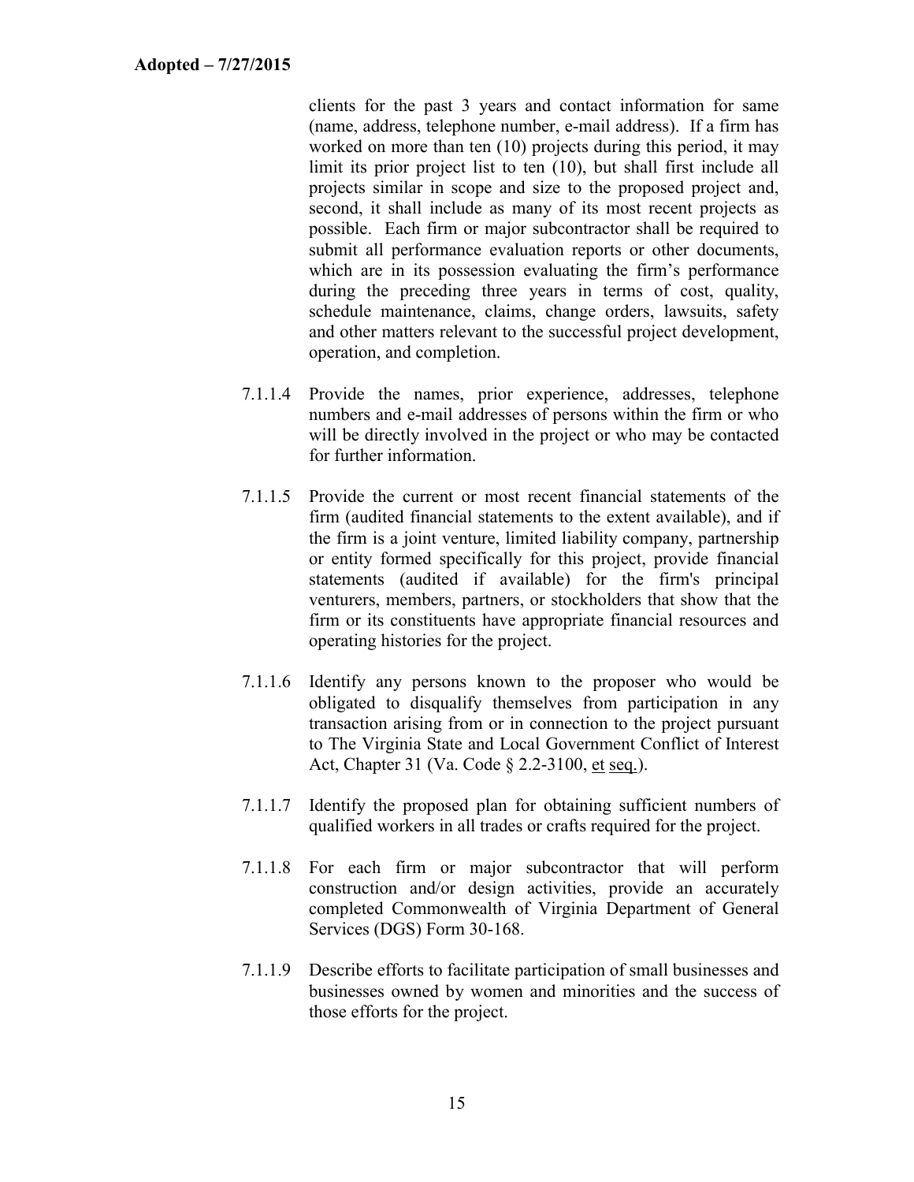clients for the past 3 years and contact information for same (name, address, telephone number, e-mail address). If a firm has worked on more than ten (10) projects during this period, it may limit its prior project list to ten (10), but shall first include all projects similar in scope and size to the proposed project and, second, it shall include as many of its most recent projects as possible. Each firm or major subcontractor shall be required to submit all performance evaluation reports or other documents, which are in its possession evaluating the firm's performance during the preceding three years in terms of cost, quality, schedule maintenance, claims, change orders, lawsuits, safety and other matters relevant to the successful project development, operation, and completion.

7.1.1.4 Provide the names, prior experience, addresses, telephone numbers and e-mail addresses of persons within the firm or who will be directly involved in the project or who may be contacted for further information.

7.1.1.5 Provide the current or most recent financial statements of the firm (audited financial statements to the extent available), and if the firm is a joint venture, limited liability company, partnership or entity formed specifically for this project, provide financial statements (audited if available) for the firm's principal venturers, members, partners, or stockholders that show that the firm or its constituents have appropriate financial resources and operating histories for the project.

7.1.1.6 Identify any persons known to the proposer who would be obligated to disqualify themselves from participation in any transaction arising from or in connection to the project pursuant to The Virginia State and Local Government Conflict of Interest Act, Chapter 31 (Va. Code § 2.2-3100, et seq.).

7.1.1.7 Identify the proposed plan for obtaining sufficient numbers of qualified workers in all trades or crafts required for the project.

7.1.1.8 For each firm or major subcontractor that will perform construction and/or design activities, provide an accurately completed Commonwealth of Virginia Department of General Services (DGS) Form 30-168.

7.1.1.9 Describe efforts to facilitate participation of small businesses and businesses owned by women and minorities and the success of those efforts for the project.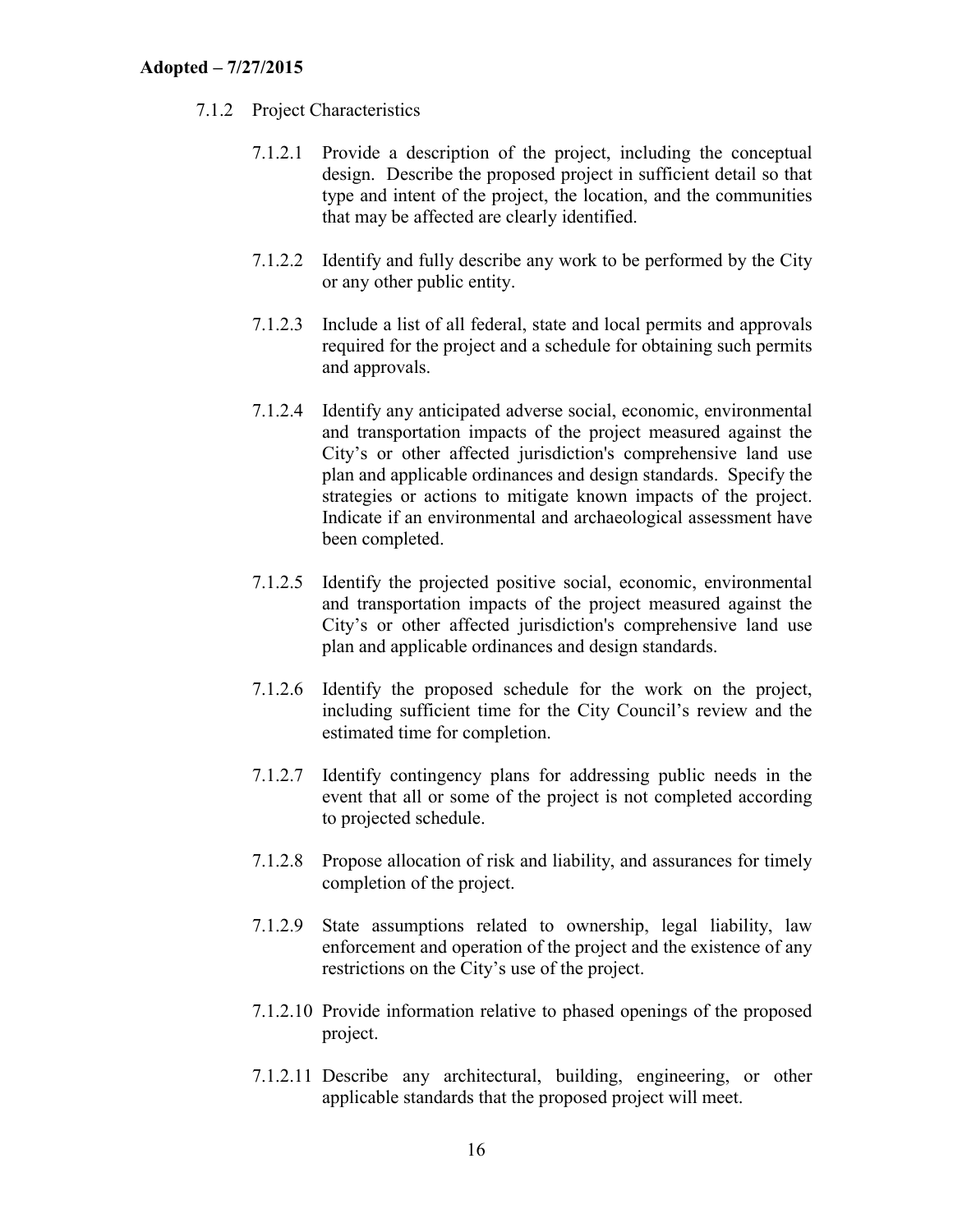7.1.2 Project Characteristics

7.1.2.1 Provide a description of the project, including the conceptual design. Describe the proposed project in sufficient detail so that type and intent of the project, the location, and the communities that may be affected are clearly identified.

7.1.2.2 Identify and fully describe any work to be performed by the City or any other public entity.

7.1.2.3 Include a list of all federal, state and local permits and approvals required for the project and a schedule for obtaining such permits and approvals.

7.1.2.4 Identify any anticipated adverse social, economic, environmental and transportation impacts of the project measured against the City's or other affected jurisdiction's comprehensive land use plan and applicable ordinances and design standards. Specify the strategies or actions to mitigate known impacts of the project. Indicate if an environmental and archaeological assessment have been completed.

7.1.2.5 Identify the projected positive social, economic, environmental and transportation impacts of the project measured against the City's or other affected jurisdiction's comprehensive land use plan and applicable ordinances and design standards.

7.1.2.6 Identify the proposed schedule for the work on the project, including sufficient time for the City Council's review and the estimated time for completion.

7.1.2.7 Identify contingency plans for addressing public needs in the event that all or some of the project is not completed according to projected schedule.

7.1.2.8 Propose allocation of risk and liability, and assurances for timely completion of the project.

7.1.2.9 State assumptions related to ownership, legal liability, law enforcement and operation of the project and the existence of any restrictions on the City's use of the project.

7.1.2.10 Provide information relative to phased openings of the proposed project.

7.1.2.11 Describe any architectural, building, engineering, or other applicable standards that the proposed project will meet.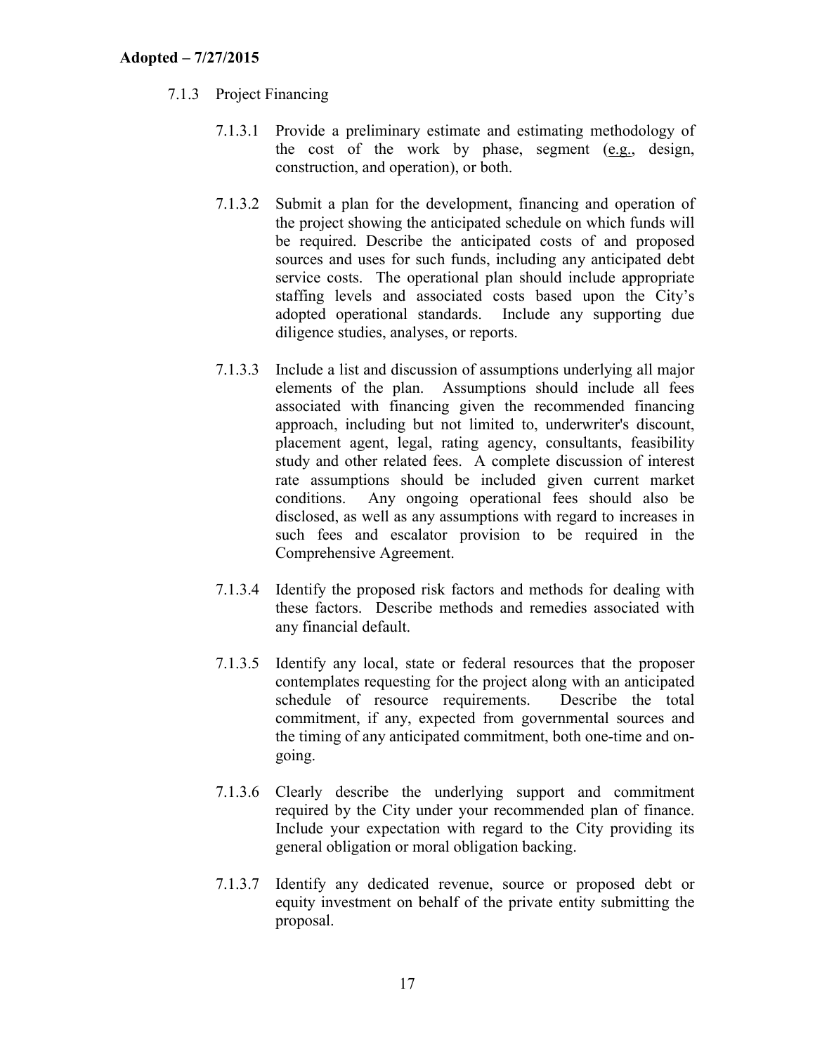7.1.3 Project Financing

7.1.3.1 Provide a preliminary estimate and estimating methodology of the cost of the work by phase, segment (e.g., design, construction, and operation), or both.

7.1.3.2 Submit a plan for the development, financing and operation of the project showing the anticipated schedule on which funds will be required. Describe the anticipated costs of and proposed sources and uses for such funds, including any anticipated debt service costs. The operational plan should include appropriate staffing levels and associated costs based upon the City's adopted operational standards. Include any supporting due diligence studies, analyses, or reports.

7.1.3.3 Include a list and discussion of assumptions underlying all major elements of the plan. Assumptions should include all fees associated with financing given the recommended financing approach, including but not limited to, underwriter's discount, placement agent, legal, rating agency, consultants, feasibility study and other related fees. A complete discussion of interest rate assumptions should be included given current market conditions. Any ongoing operational fees should also be disclosed, as well as any assumptions with regard to increases in such fees and escalator provision to be required in the Comprehensive Agreement.

7.1.3.4 Identify the proposed risk factors and methods for dealing with these factors. Describe methods and remedies associated with any financial default.

7.1.3.5 Identify any local, state or federal resources that the proposer contemplates requesting for the project along with an anticipated schedule of resource requirements. Describe the total commitment, if any, expected from governmental sources and the timing of any anticipated commitment, both one-time and on-going.

7.1.3.6 Clearly describe the underlying support and commitment required by the City under your recommended plan of finance. Include your expectation with regard to the City providing its general obligation or moral obligation backing.

7.1.3.7 Identify any dedicated revenue, source or proposed debt or equity investment on behalf of the private entity submitting the proposal.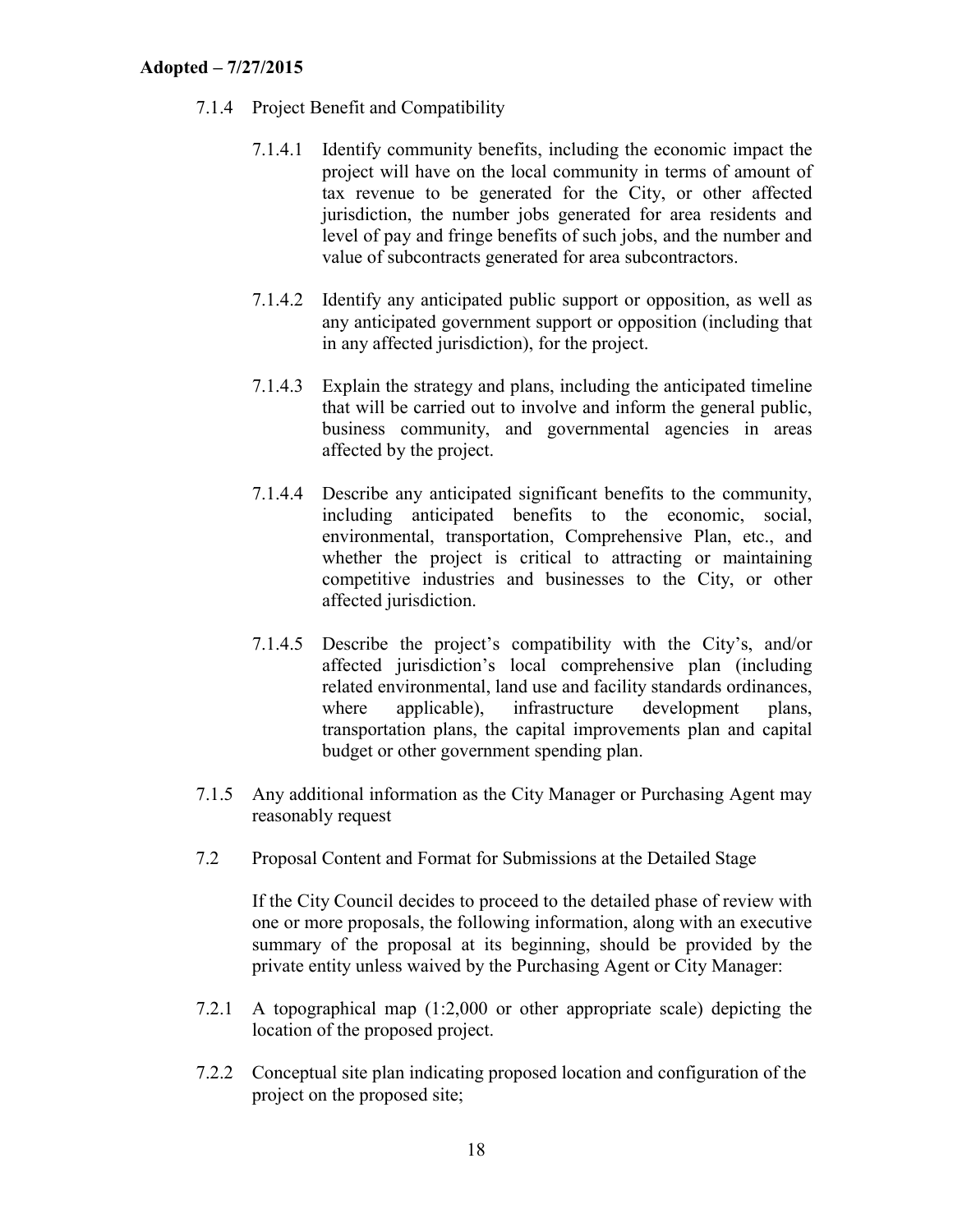7.1.4 Project Benefit and Compatibility

7.1.4.1 Identify community benefits, including the economic impact the project will have on the local community in terms of amount of tax revenue to be generated for the City, or other affected jurisdiction, the number jobs generated for area residents and level of pay and fringe benefits of such jobs, and the number and value of subcontracts generated for area subcontractors.

7.1.4.2 Identify any anticipated public support or opposition, as well as any anticipated government support or opposition (including that in any affected jurisdiction), for the project.

7.1.4.3 Explain the strategy and plans, including the anticipated timeline that will be carried out to involve and inform the general public, business community, and governmental agencies in areas affected by the project.

7.1.4.4 Describe any anticipated significant benefits to the community, including anticipated benefits to the economic, social, environmental, transportation, Comprehensive Plan, etc., and whether the project is critical to attracting or maintaining competitive industries and businesses to the City, or other affected jurisdiction.

7.1.4.5 Describe the project's compatibility with the City's, and/or affected jurisdiction's local comprehensive plan (including related environmental, land use and facility standards ordinances, where applicable), infrastructure development plans, transportation plans, the capital improvements plan and capital budget or other government spending plan.

7.1.5 Any additional information as the City Manager or Purchasing Agent may reasonably request

7.2 Proposal Content and Format for Submissions at the Detailed Stage

If the City Council decides to proceed to the detailed phase of review with one or more proposals, the following information, along with an executive summary of the proposal at its beginning, should be provided by the private entity unless waived by the Purchasing Agent or City Manager:

7.2.1 A topographical map (1:2,000 or other appropriate scale) depicting the location of the proposed project.

7.2.2 Conceptual site plan indicating proposed location and configuration of the project on the proposed site;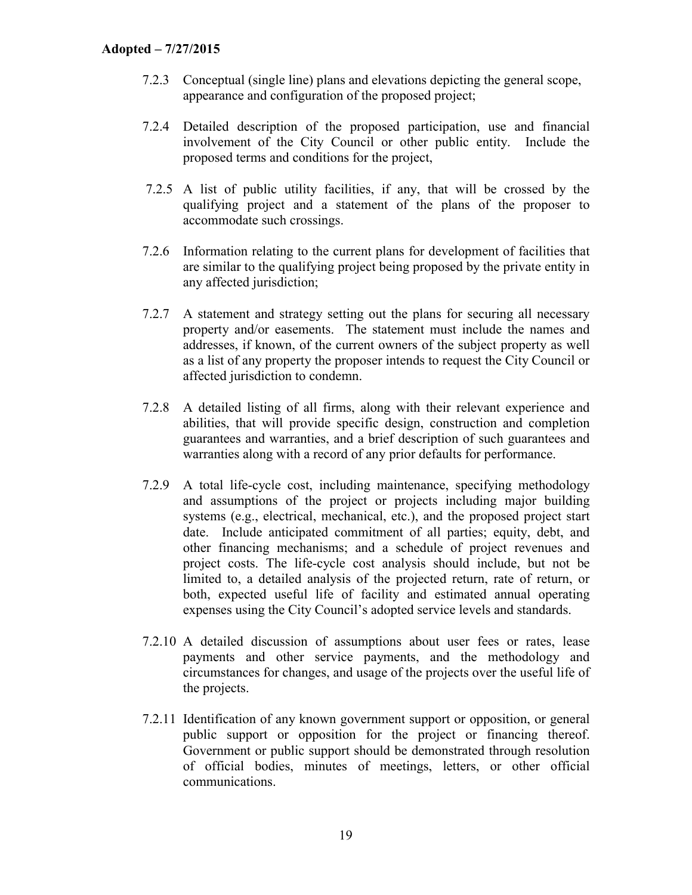**Adopted – 7/27/2015**

7.2.3 Conceptual (single line) plans and elevations depicting the general scope, appearance and configuration of the proposed project;

7.2.4 Detailed description of the proposed participation, use and financial involvement of the City Council or other public entity. Include the proposed terms and conditions for the project,

7.2.5 A list of public utility facilities, if any, that will be crossed by the qualifying project and a statement of the plans of the proposer to accommodate such crossings.

7.2.6 Information relating to the current plans for development of facilities that are similar to the qualifying project being proposed by the private entity in any affected jurisdiction;

7.2.7 A statement and strategy setting out the plans for securing all necessary property and/or easements. The statement must include the names and addresses, if known, of the current owners of the subject property as well as a list of any property the proposer intends to request the City Council or affected jurisdiction to condemn.

7.2.8 A detailed listing of all firms, along with their relevant experience and abilities, that will provide specific design, construction and completion guarantees and warranties, and a brief description of such guarantees and warranties along with a record of any prior defaults for performance.

7.2.9 A total life-cycle cost, including maintenance, specifying methodology and assumptions of the project or projects including major building systems (e.g., electrical, mechanical, etc.), and the proposed project start date. Include anticipated commitment of all parties; equity, debt, and other financing mechanisms; and a schedule of project revenues and project costs. The life-cycle cost analysis should include, but not be limited to, a detailed analysis of the projected return, rate of return, or both, expected useful life of facility and estimated annual operating expenses using the City Council's adopted service levels and standards.

7.2.10 A detailed discussion of assumptions about user fees or rates, lease payments and other service payments, and the methodology and circumstances for changes, and usage of the projects over the useful life of the projects.

7.2.11 Identification of any known government support or opposition, or general public support or opposition for the project or financing thereof. Government or public support should be demonstrated through resolution of official bodies, minutes of meetings, letters, or other official communications.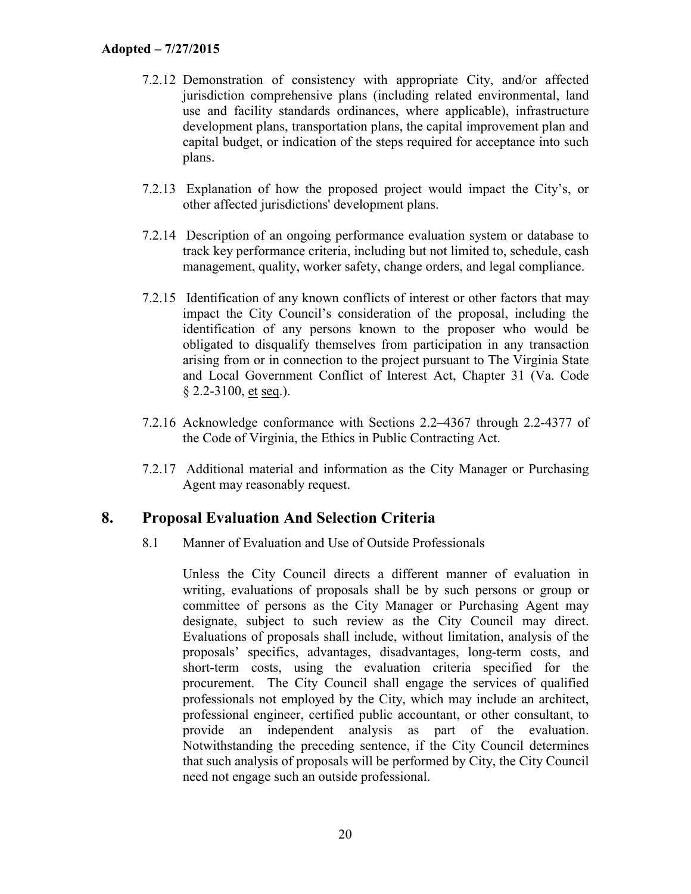7.2.12 Demonstration of consistency with appropriate City, and/or affected jurisdiction comprehensive plans (including related environmental, land use and facility standards ordinances, where applicable), infrastructure development plans, transportation plans, the capital improvement plan and capital budget, or indication of the steps required for acceptance into such plans.

7.2.13 Explanation of how the proposed project would impact the City's, or other affected jurisdictions' development plans.

7.2.14 Description of an ongoing performance evaluation system or database to track key performance criteria, including but not limited to, schedule, cash management, quality, worker safety, change orders, and legal compliance.

7.2.15 Identification of any known conflicts of interest or other factors that may impact the City Council's consideration of the proposal, including the identification of any persons known to the proposer who would be obligated to disqualify themselves from participation in any transaction arising from or in connection to the project pursuant to The Virginia State and Local Government Conflict of Interest Act, Chapter 31 (Va. Code § 2.2-3100, et seq.).

7.2.16 Acknowledge conformance with Sections 2.2–4367 through 2.2-4377 of the Code of Virginia, the Ethics in Public Contracting Act.

7.2.17 Additional material and information as the City Manager or Purchasing Agent may reasonably request.

## 8. Proposal Evaluation And Selection Criteria

8.1 Manner of Evaluation and Use of Outside Professionals

Unless the City Council directs a different manner of evaluation in writing, evaluations of proposals shall be by such persons or group or committee of persons as the City Manager or Purchasing Agent may designate, subject to such review as the City Council may direct. Evaluations of proposals shall include, without limitation, analysis of the proposals' specifics, advantages, disadvantages, long-term costs, and short-term costs, using the evaluation criteria specified for the procurement. The City Council shall engage the services of qualified professionals not employed by the City, which may include an architect, professional engineer, certified public accountant, or other consultant, to provide an independent analysis as part of the evaluation. Notwithstanding the preceding sentence, if the City Council determines that such analysis of proposals will be performed by City, the City Council need not engage such an outside professional.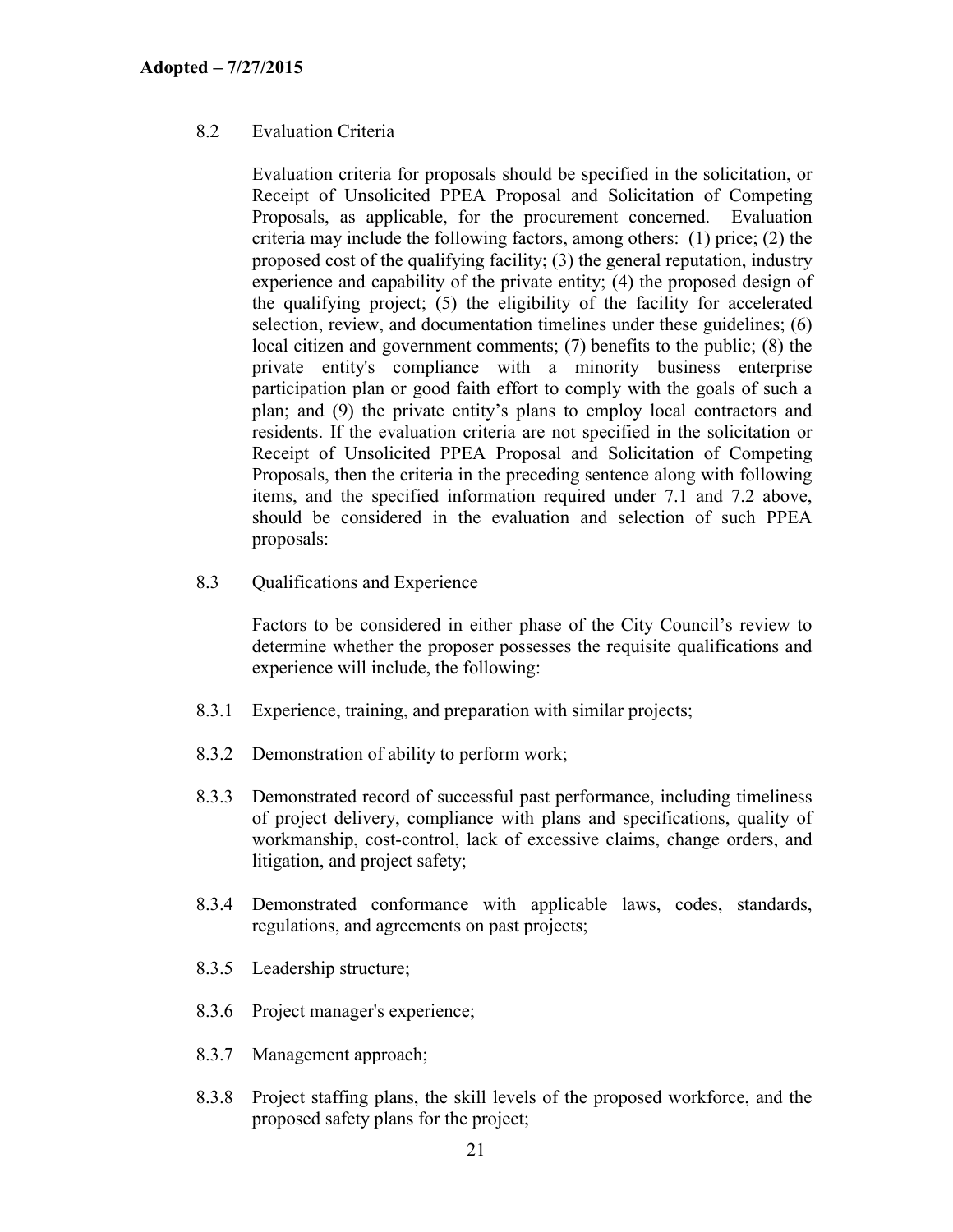## 8.2 Evaluation Criteria

Evaluation criteria for proposals should be specified in the solicitation, or Receipt of Unsolicited PPEA Proposal and Solicitation of Competing Proposals, as applicable, for the procurement concerned. Evaluation criteria may include the following factors, among others: (1) price; (2) the proposed cost of the qualifying facility; (3) the general reputation, industry experience and capability of the private entity; (4) the proposed design of the qualifying project; (5) the eligibility of the facility for accelerated selection, review, and documentation timelines under these guidelines; (6) local citizen and government comments; (7) benefits to the public; (8) the private entity's compliance with a minority business enterprise participation plan or good faith effort to comply with the goals of such a plan; and (9) the private entity's plans to employ local contractors and residents. If the evaluation criteria are not specified in the solicitation or Receipt of Unsolicited PPEA Proposal and Solicitation of Competing Proposals, then the criteria in the preceding sentence along with following items, and the specified information required under 7.1 and 7.2 above, should be considered in the evaluation and selection of such PPEA proposals:

## 8.3 Qualifications and Experience

Factors to be considered in either phase of the City Council's review to determine whether the proposer possesses the requisite qualifications and experience will include, the following:

8.3.1 Experience, training, and preparation with similar projects;

8.3.2 Demonstration of ability to perform work;

8.3.3 Demonstrated record of successful past performance, including timeliness of project delivery, compliance with plans and specifications, quality of workmanship, cost-control, lack of excessive claims, change orders, and litigation, and project safety;

8.3.4 Demonstrated conformance with applicable laws, codes, standards, regulations, and agreements on past projects;

8.3.5 Leadership structure;

8.3.6 Project manager's experience;

8.3.7 Management approach;

8.3.8 Project staffing plans, the skill levels of the proposed workforce, and the proposed safety plans for the project;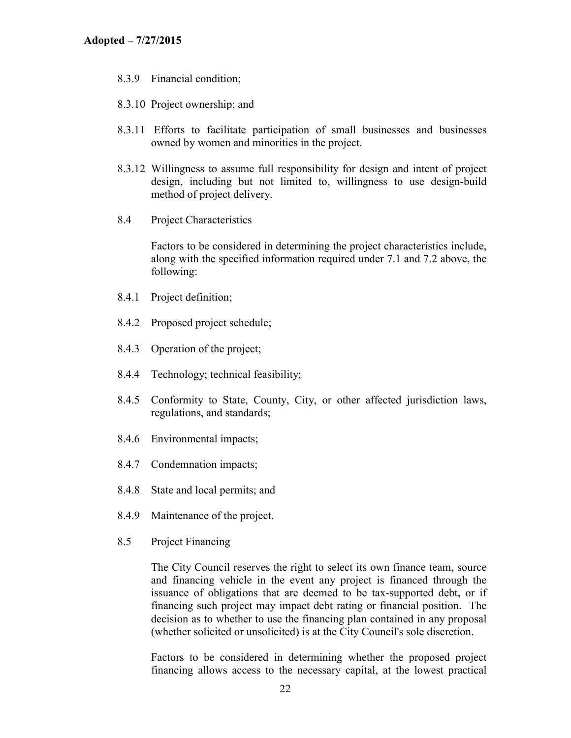8.3.9 Financial condition;

8.3.10 Project ownership; and

8.3.11 Efforts to facilitate participation of small businesses and businesses owned by women and minorities in the project.

8.3.12 Willingness to assume full responsibility for design and intent of project design, including but not limited to, willingness to use design-build method of project delivery.

8.4 Project Characteristics

Factors to be considered in determining the project characteristics include, along with the specified information required under 7.1 and 7.2 above, the following:

8.4.1 Project definition;

8.4.2 Proposed project schedule;

8.4.3 Operation of the project;

8.4.4 Technology; technical feasibility;

8.4.5 Conformity to State, County, City, or other affected jurisdiction laws, regulations, and standards;

8.4.6 Environmental impacts;

8.4.7 Condemnation impacts;

8.4.8 State and local permits; and

8.4.9 Maintenance of the project.

8.5 Project Financing

The City Council reserves the right to select its own finance team, source and financing vehicle in the event any project is financed through the issuance of obligations that are deemed to be tax-supported debt, or if financing such project may impact debt rating or financial position. The decision as to whether to use the financing plan contained in any proposal (whether solicited or unsolicited) is at the City Council's sole discretion.

Factors to be considered in determining whether the proposed project financing allows access to the necessary capital, at the lowest practical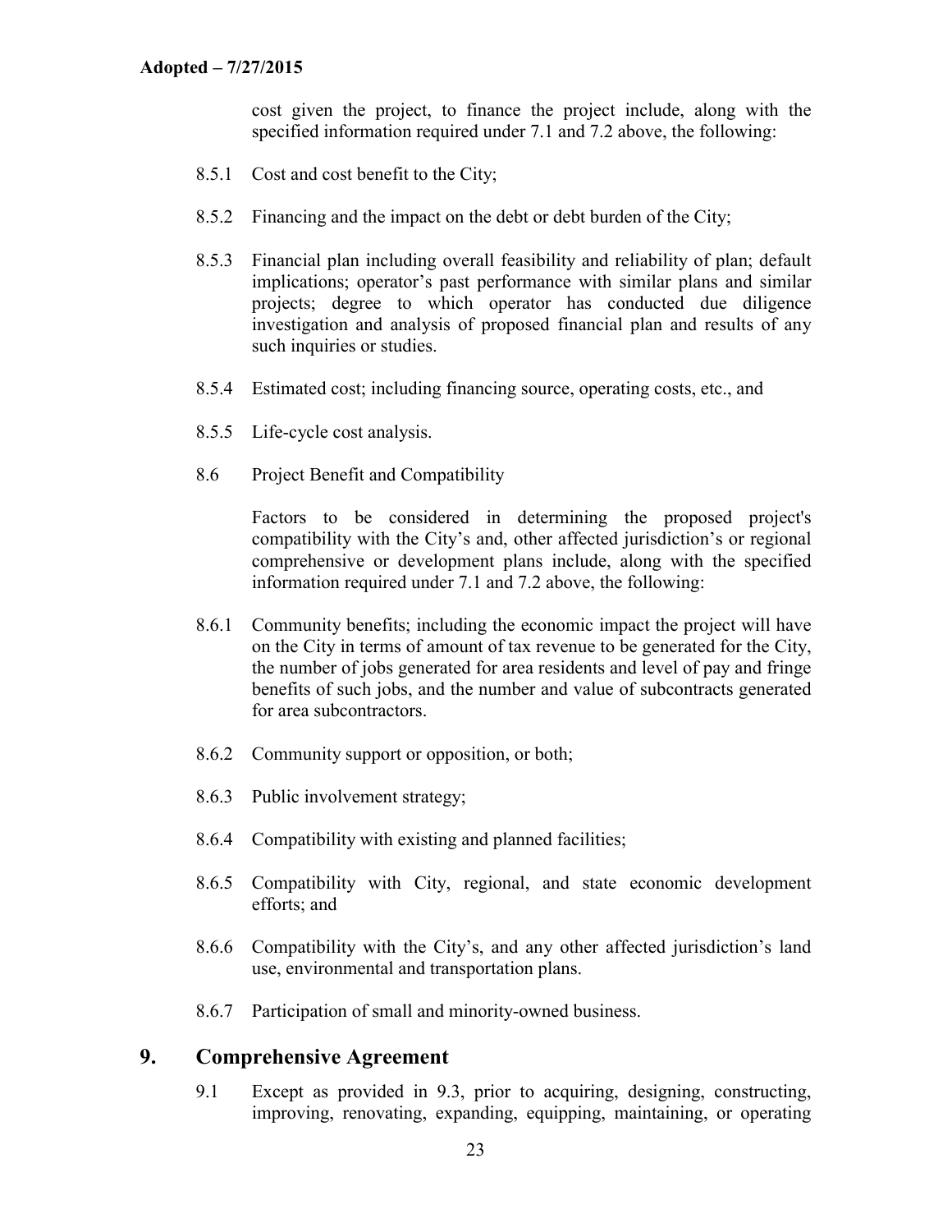cost given the project, to finance the project include, along with the specified information required under 7.1 and 7.2 above, the following:

8.5.1 Cost and cost benefit to the City;

8.5.2 Financing and the impact on the debt or debt burden of the City;

8.5.3 Financial plan including overall feasibility and reliability of plan; default implications; operator's past performance with similar plans and similar projects; degree to which operator has conducted due diligence investigation and analysis of proposed financial plan and results of any such inquiries or studies.

8.5.4 Estimated cost; including financing source, operating costs, etc., and

8.5.5 Life-cycle cost analysis.

8.6 Project Benefit and Compatibility

Factors to be considered in determining the proposed project's compatibility with the City's and, other affected jurisdiction's or regional comprehensive or development plans include, along with the specified information required under 7.1 and 7.2 above, the following:

8.6.1 Community benefits; including the economic impact the project will have on the City in terms of amount of tax revenue to be generated for the City, the number of jobs generated for area residents and level of pay and fringe benefits of such jobs, and the number and value of subcontracts generated for area subcontractors.

8.6.2 Community support or opposition, or both;

8.6.3 Public involvement strategy;

8.6.4 Compatibility with existing and planned facilities;

8.6.5 Compatibility with City, regional, and state economic development efforts; and

8.6.6 Compatibility with the City's, and any other affected jurisdiction's land use, environmental and transportation plans.

8.6.7 Participation of small and minority-owned business.

## 9. Comprehensive Agreement

9.1 Except as provided in 9.3, prior to acquiring, designing, constructing, improving, renovating, expanding, equipping, maintaining, or operating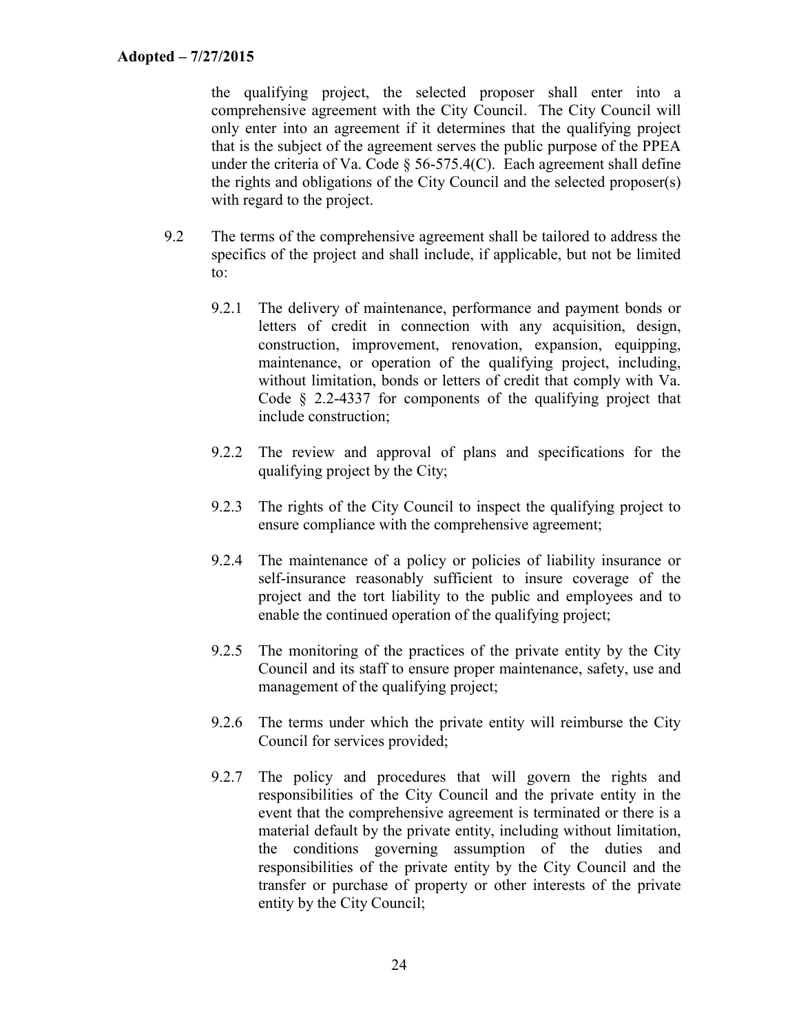the qualifying project, the selected proposer shall enter into a comprehensive agreement with the City Council. The City Council will only enter into an agreement if it determines that the qualifying project that is the subject of the agreement serves the public purpose of the PPEA under the criteria of Va. Code § 56-575.4(C). Each agreement shall define the rights and obligations of the City Council and the selected proposer(s) with regard to the project.

9.2 The terms of the comprehensive agreement shall be tailored to address the specifics of the project and shall include, if applicable, but not be limited to:

9.2.1 The delivery of maintenance, performance and payment bonds or letters of credit in connection with any acquisition, design, construction, improvement, renovation, expansion, equipping, maintenance, or operation of the qualifying project, including, without limitation, bonds or letters of credit that comply with Va. Code § 2.2-4337 for components of the qualifying project that include construction;

9.2.2 The review and approval of plans and specifications for the qualifying project by the City;

9.2.3 The rights of the City Council to inspect the qualifying project to ensure compliance with the comprehensive agreement;

9.2.4 The maintenance of a policy or policies of liability insurance or self-insurance reasonably sufficient to insure coverage of the project and the tort liability to the public and employees and to enable the continued operation of the qualifying project;

9.2.5 The monitoring of the practices of the private entity by the City Council and its staff to ensure proper maintenance, safety, use and management of the qualifying project;

9.2.6 The terms under which the private entity will reimburse the City Council for services provided;

9.2.7 The policy and procedures that will govern the rights and responsibilities of the City Council and the private entity in the event that the comprehensive agreement is terminated or there is a material default by the private entity, including without limitation, the conditions governing assumption of the duties and responsibilities of the private entity by the City Council and the transfer or purchase of property or other interests of the private entity by the City Council;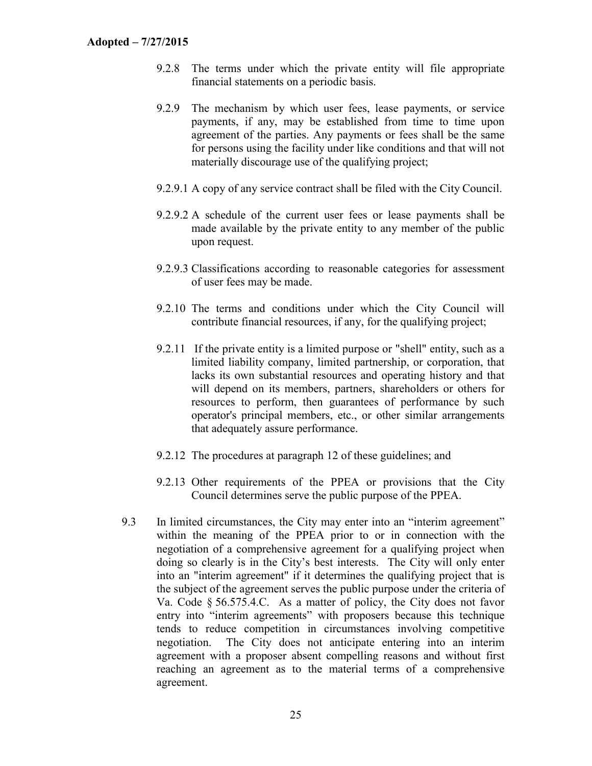9.2.8 The terms under which the private entity will file appropriate financial statements on a periodic basis.

9.2.9 The mechanism by which user fees, lease payments, or service payments, if any, may be established from time to time upon agreement of the parties. Any payments or fees shall be the same for persons using the facility under like conditions and that will not materially discourage use of the qualifying project;

9.2.9.1 A copy of any service contract shall be filed with the City Council.

9.2.9.2 A schedule of the current user fees or lease payments shall be made available by the private entity to any member of the public upon request.

9.2.9.3 Classifications according to reasonable categories for assessment of user fees may be made.

9.2.10 The terms and conditions under which the City Council will contribute financial resources, if any, for the qualifying project;

9.2.11 If the private entity is a limited purpose or "shell" entity, such as a limited liability company, limited partnership, or corporation, that lacks its own substantial resources and operating history and that will depend on its members, partners, shareholders or others for resources to perform, then guarantees of performance by such operator's principal members, etc., or other similar arrangements that adequately assure performance.

9.2.12 The procedures at paragraph 12 of these guidelines; and

9.2.13 Other requirements of the PPEA or provisions that the City Council determines serve the public purpose of the PPEA.

9.3 In limited circumstances, the City may enter into an "interim agreement" within the meaning of the PPEA prior to or in connection with the negotiation of a comprehensive agreement for a qualifying project when doing so clearly is in the City's best interests. The City will only enter into an "interim agreement" if it determines the qualifying project that is the subject of the agreement serves the public purpose under the criteria of Va. Code § 56.575.4.C. As a matter of policy, the City does not favor entry into "interim agreements" with proposers because this technique tends to reduce competition in circumstances involving competitive negotiation. The City does not anticipate entering into an interim agreement with a proposer absent compelling reasons and without first reaching an agreement as to the material terms of a comprehensive agreement.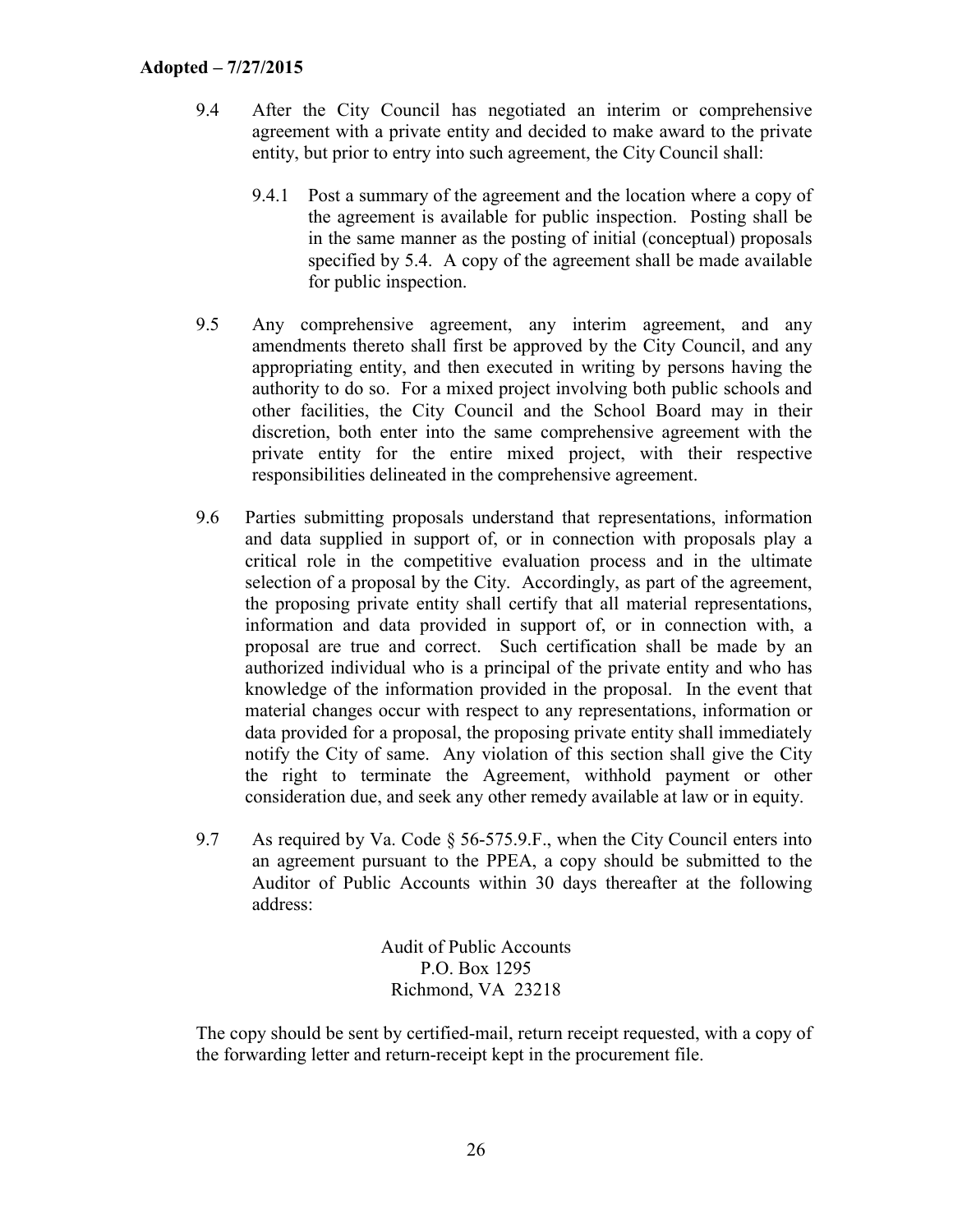9.4 After the City Council has negotiated an interim or comprehensive agreement with a private entity and decided to make award to the private entity, but prior to entry into such agreement, the City Council shall:

9.4.1 Post a summary of the agreement and the location where a copy of the agreement is available for public inspection. Posting shall be in the same manner as the posting of initial (conceptual) proposals specified by 5.4. A copy of the agreement shall be made available for public inspection.

9.5 Any comprehensive agreement, any interim agreement, and any amendments thereto shall first be approved by the City Council, and any appropriating entity, and then executed in writing by persons having the authority to do so. For a mixed project involving both public schools and other facilities, the City Council and the School Board may in their discretion, both enter into the same comprehensive agreement with the private entity for the entire mixed project, with their respective responsibilities delineated in the comprehensive agreement.

9.6 Parties submitting proposals understand that representations, information and data supplied in support of, or in connection with proposals play a critical role in the competitive evaluation process and in the ultimate selection of a proposal by the City. Accordingly, as part of the agreement, the proposing private entity shall certify that all material representations, information and data provided in support of, or in connection with, a proposal are true and correct. Such certification shall be made by an authorized individual who is a principal of the private entity and who has knowledge of the information provided in the proposal. In the event that material changes occur with respect to any representations, information or data provided for a proposal, the proposing private entity shall immediately notify the City of same. Any violation of this section shall give the City the right to terminate the Agreement, withhold payment or other consideration due, and seek any other remedy available at law or in equity.

9.7 As required by Va. Code § 56-575.9.F., when the City Council enters into an agreement pursuant to the PPEA, a copy should be submitted to the Auditor of Public Accounts within 30 days thereafter at the following address:

Audit of Public Accounts
P.O. Box 1295
Richmond, VA 23218

The copy should be sent by certified-mail, return receipt requested, with a copy of the forwarding letter and return-receipt kept in the procurement file.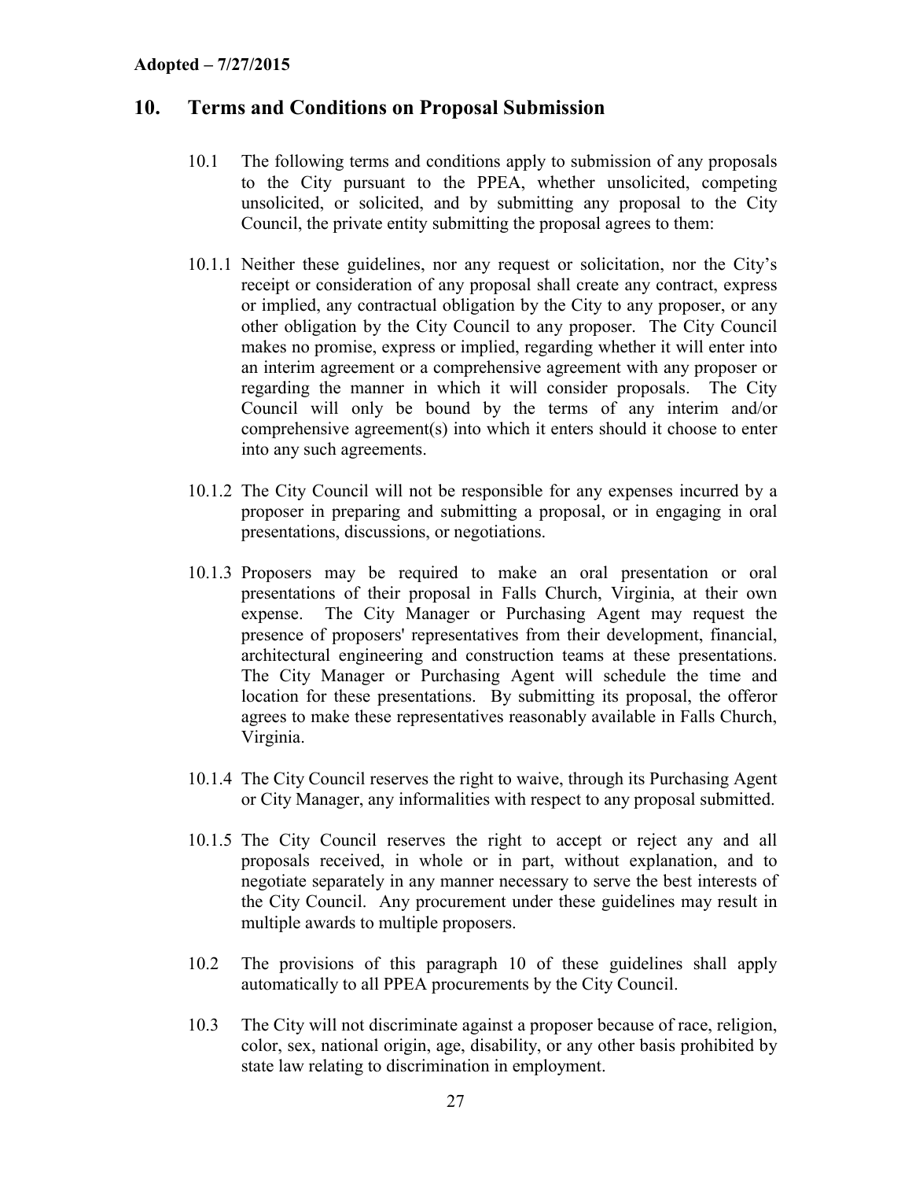**Adopted – 7/27/2015**

## 10. Terms and Conditions on Proposal Submission

10.1 The following terms and conditions apply to submission of any proposals to the City pursuant to the PPEA, whether unsolicited, competing unsolicited, or solicited, and by submitting any proposal to the City Council, the private entity submitting the proposal agrees to them:

10.1.1 Neither these guidelines, nor any request or solicitation, nor the City's receipt or consideration of any proposal shall create any contract, express or implied, any contractual obligation by the City to any proposer, or any other obligation by the City Council to any proposer. The City Council makes no promise, express or implied, regarding whether it will enter into an interim agreement or a comprehensive agreement with any proposer or regarding the manner in which it will consider proposals. The City Council will only be bound by the terms of any interim and/or comprehensive agreement(s) into which it enters should it choose to enter into any such agreements.

10.1.2 The City Council will not be responsible for any expenses incurred by a proposer in preparing and submitting a proposal, or in engaging in oral presentations, discussions, or negotiations.

10.1.3 Proposers may be required to make an oral presentation or oral presentations of their proposal in Falls Church, Virginia, at their own expense. The City Manager or Purchasing Agent may request the presence of proposers' representatives from their development, financial, architectural engineering and construction teams at these presentations. The City Manager or Purchasing Agent will schedule the time and location for these presentations. By submitting its proposal, the offeror agrees to make these representatives reasonably available in Falls Church, Virginia.

10.1.4 The City Council reserves the right to waive, through its Purchasing Agent or City Manager, any informalities with respect to any proposal submitted.

10.1.5 The City Council reserves the right to accept or reject any and all proposals received, in whole or in part, without explanation, and to negotiate separately in any manner necessary to serve the best interests of the City Council. Any procurement under these guidelines may result in multiple awards to multiple proposers.

10.2 The provisions of this paragraph 10 of these guidelines shall apply automatically to all PPEA procurements by the City Council.

10.3 The City will not discriminate against a proposer because of race, religion, color, sex, national origin, age, disability, or any other basis prohibited by state law relating to discrimination in employment.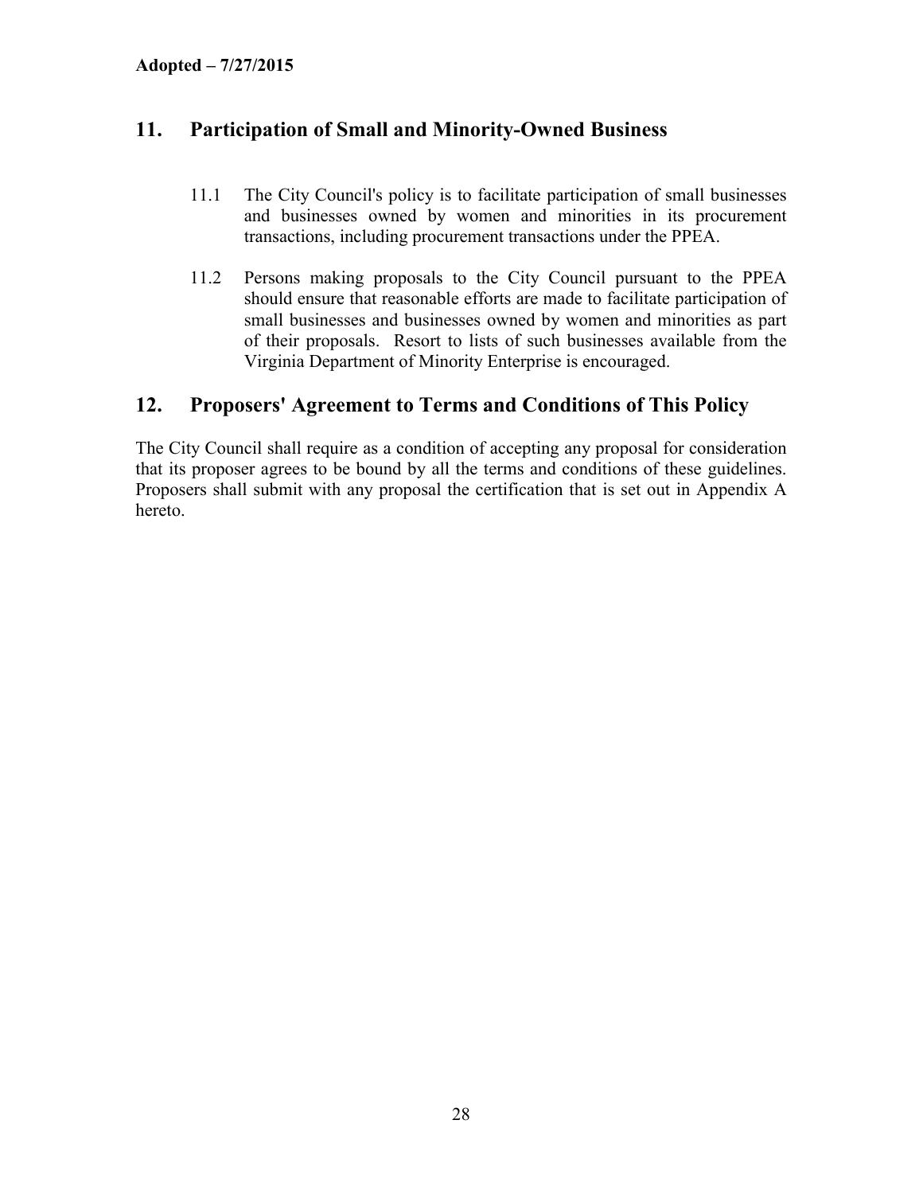## 11. Participation of Small and Minority-Owned Business

11.1 The City Council's policy is to facilitate participation of small businesses and businesses owned by women and minorities in its procurement transactions, including procurement transactions under the PPEA.

11.2 Persons making proposals to the City Council pursuant to the PPEA should ensure that reasonable efforts are made to facilitate participation of small businesses and businesses owned by women and minorities as part of their proposals. Resort to lists of such businesses available from the Virginia Department of Minority Enterprise is encouraged.

## 12. Proposers' Agreement to Terms and Conditions of This Policy

The City Council shall require as a condition of accepting any proposal for consideration that its proposer agrees to be bound by all the terms and conditions of these guidelines. Proposers shall submit with any proposal the certification that is set out in Appendix A hereto.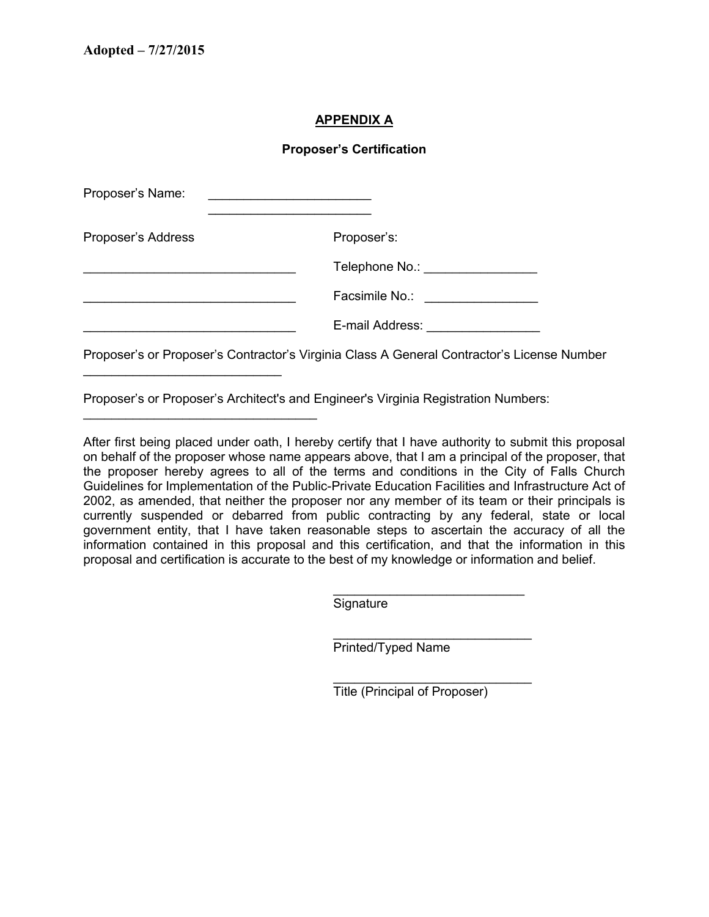**Adopted – 7/27/2015**

## APPENDIX A

### Proposer's Certification

Proposer's Name: ______________________
______________________

Proposer's Address

______________________________

______________________________

______________________________

Proposer's:

Telephone No.: ________________

Facsimile No.: ________________

E-mail Address: ________________

Proposer's or Proposer's Contractor's Virginia Class A General Contractor's License Number
____________________________

Proposer's or Proposer's Architect's and Engineer's Virginia Registration Numbers:
__________________________________

After first being placed under oath, I hereby certify that I have authority to submit this proposal on behalf of the proposer whose name appears above, that I am a principal of the proposer, that the proposer hereby agrees to all of the terms and conditions in the City of Falls Church Guidelines for Implementation of the Public-Private Education Facilities and Infrastructure Act of 2002, as amended, that neither the proposer nor any member of its team or their principals is currently suspended or debarred from public contracting by any federal, state or local government entity, that I have taken reasonable steps to ascertain the accuracy of all the information contained in this proposal and this certification, and that the information in this proposal and certification is accurate to the best of my knowledge or information and belief.

____________________________
Signature

____________________________
Printed/Typed Name

____________________________
Title (Principal of Proposer)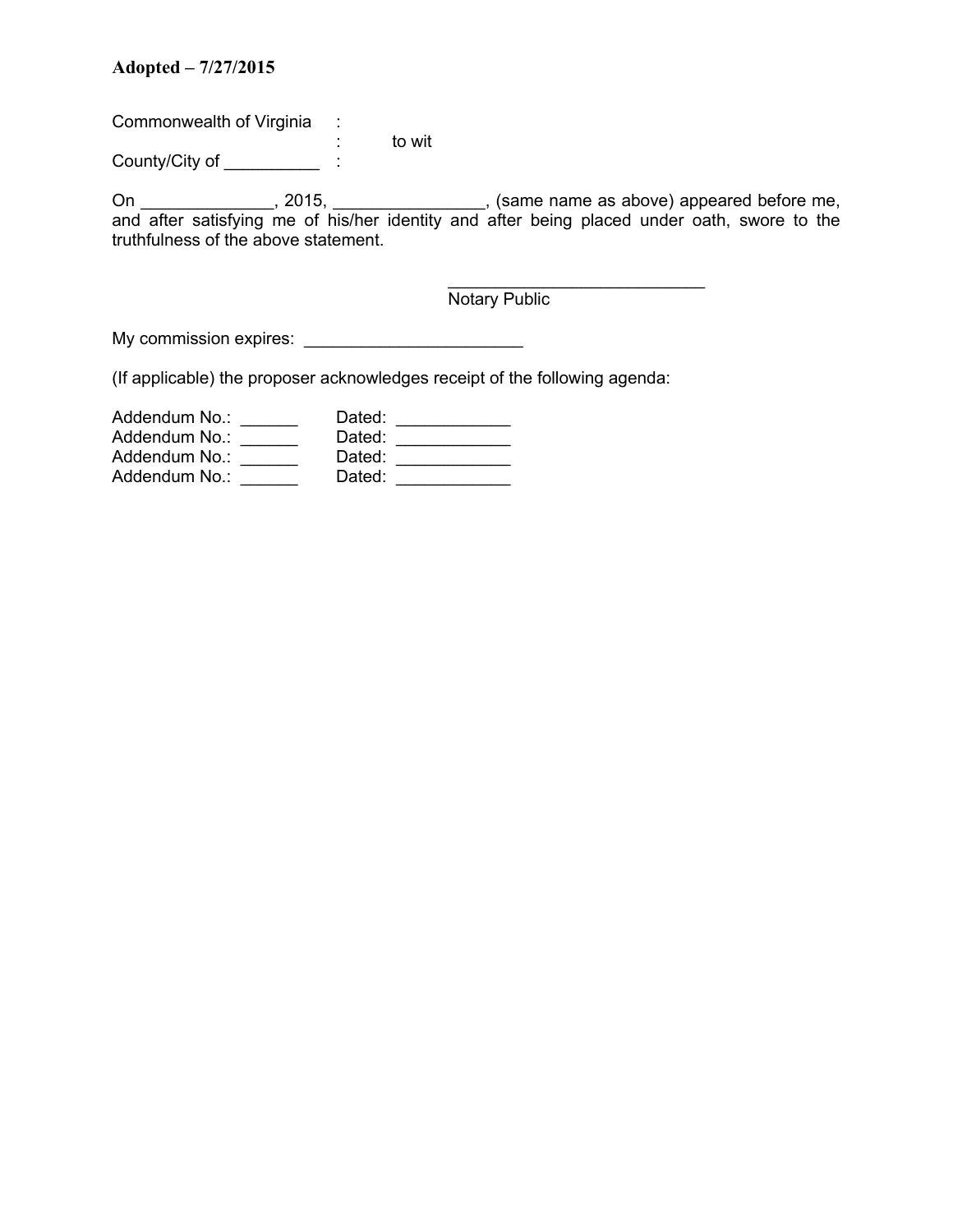**Adopted – 7/27/2015**

Commonwealth of Virginia :
: to wit
County/City of __________ :

On ______________, 2015, ________________, (same name as above) appeared before me, and after satisfying me of his/her identity and after being placed under oath, swore to the truthfulness of the above statement.

____________________________
Notary Public

My commission expires: _______________________

(If applicable) the proposer acknowledges receipt of the following agenda:

Addendum No.: ______ Dated: ____________
Addendum No.: ______ Dated: ____________
Addendum No.: ______ Dated: ____________
Addendum No.: ______ Dated: ____________